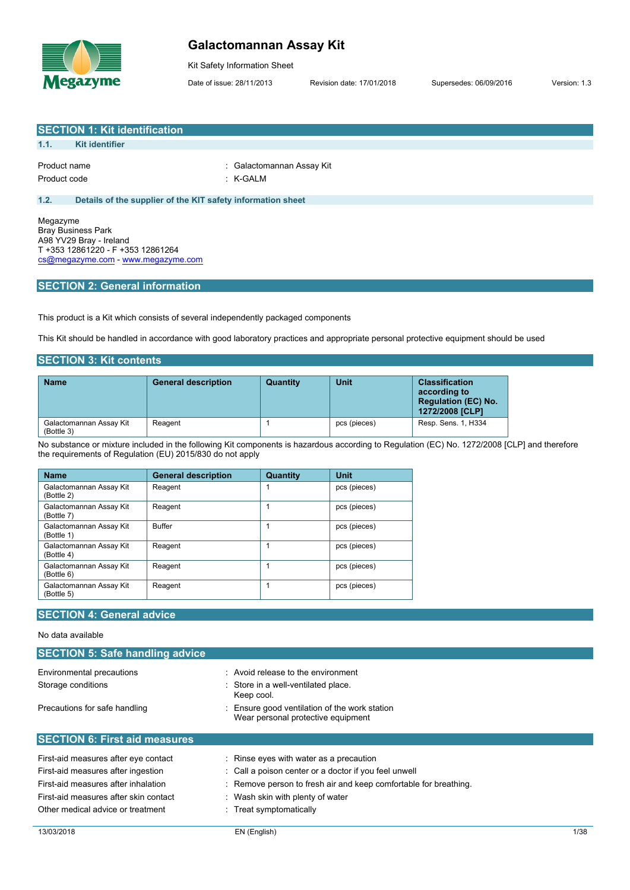# Galactomannan Assay Kit

Kit Safety Information Sheet

Date of issue: 28/11/2013 Revision date: 17/01/2018 Supersedes: 06/09/2016 Version: 1.3

## SECTION 1: Kit identification

### 1.1. Kit identifier

Product name : Galactomannan Assay Kit

Product code : K-GALM

### 1.2. Details of the supplier of the KIT safety information sheet

Megazyme
Bray Business Park
A98 YV29 Bray - Ireland
T +353 12861220 - F +353 12861264
cs@megazyme.com - www.megazyme.com

## SECTION 2: General information

This product is a Kit which consists of several independently packaged components

This Kit should be handled in accordance with good laboratory practices and appropriate personal protective equipment should be used

## SECTION 3: Kit contents

| Name | General description | Quantity | Unit | Classification according to Regulation (EC) No. 1272/2008 [CLP] |
|---|---|---|---|---|
| Galactomannan Assay Kit (Bottle 3) | Reagent | 1 | pcs (pieces) | Resp. Sens. 1, H334 |

No substance or mixture included in the following Kit components is hazardous according to Regulation (EC) No. 1272/2008 [CLP] and therefore the requirements of Regulation (EU) 2015/830 do not apply

| Name | General description | Quantity | Unit |
|---|---|---|---|
| Galactomannan Assay Kit (Bottle 2) | Reagent | 1 | pcs (pieces) |
| Galactomannan Assay Kit (Bottle 7) | Reagent | 1 | pcs (pieces) |
| Galactomannan Assay Kit (Bottle 1) | Buffer | 1 | pcs (pieces) |
| Galactomannan Assay Kit (Bottle 4) | Reagent | 1 | pcs (pieces) |
| Galactomannan Assay Kit (Bottle 6) | Reagent | 1 | pcs (pieces) |
| Galactomannan Assay Kit (Bottle 5) | Reagent | 1 | pcs (pieces) |

## SECTION 4: General advice

No data available

## SECTION 5: Safe handling advice

Environmental precautions : Avoid release to the environment

Storage conditions : Store in a well-ventilated place.
Keep cool.

Precautions for safe handling : Ensure good ventilation of the work station
Wear personal protective equipment

## SECTION 6: First aid measures

First-aid measures after eye contact : Rinse eyes with water as a precaution

First-aid measures after ingestion : Call a poison center or a doctor if you feel unwell

First-aid measures after inhalation : Remove person to fresh air and keep comfortable for breathing.

First-aid measures after skin contact : Wash skin with plenty of water

Other medical advice or treatment : Treat symptomatically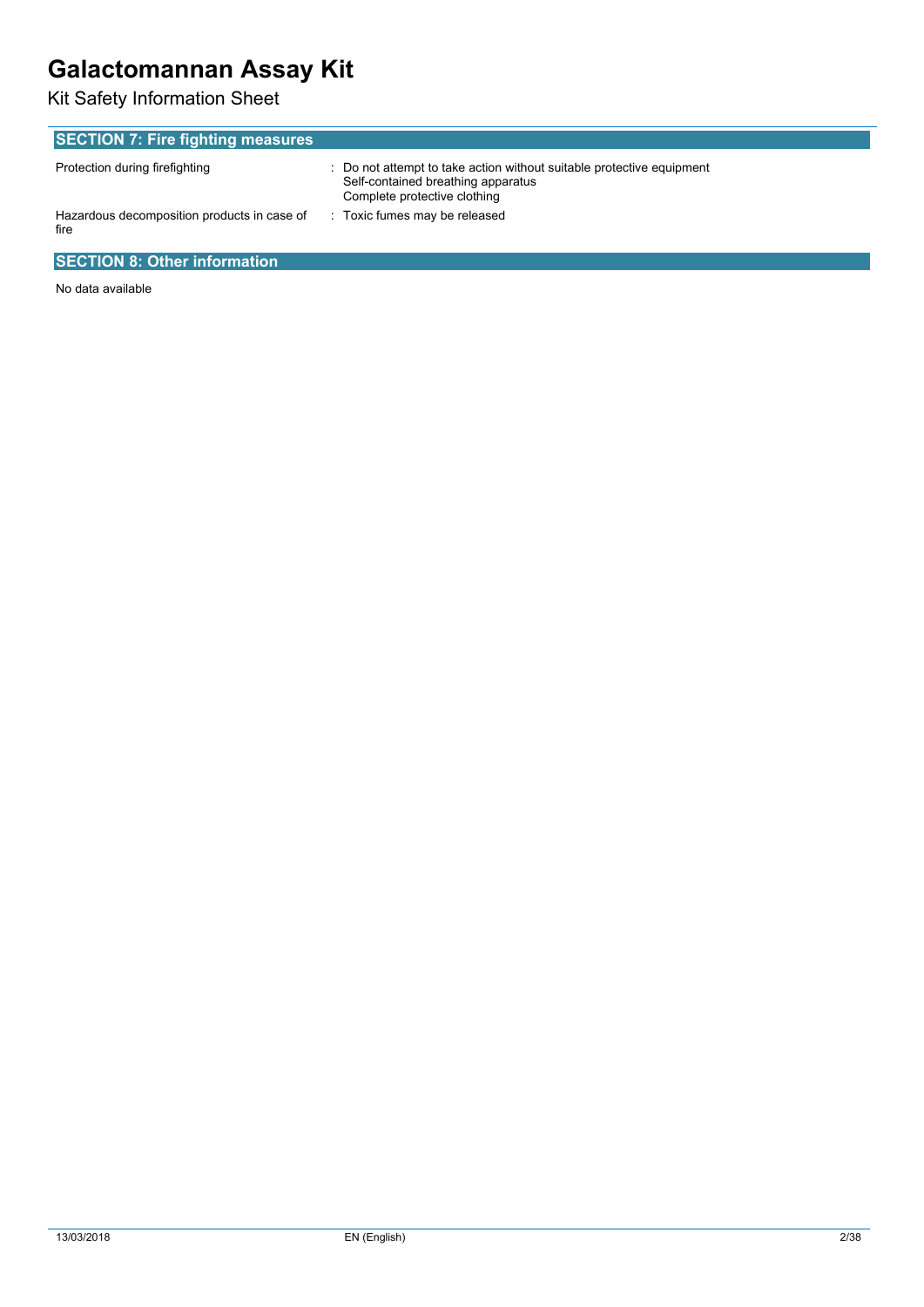## SECTION 7: Fire fighting measures

| | |
|---|---|
| Protection during firefighting | : Do not attempt to take action without suitable protective equipment<br>Self-contained breathing apparatus<br>Complete protective clothing |
| Hazardous decomposition products in case of fire | : Toxic fumes may be released |

## SECTION 8: Other information

No data available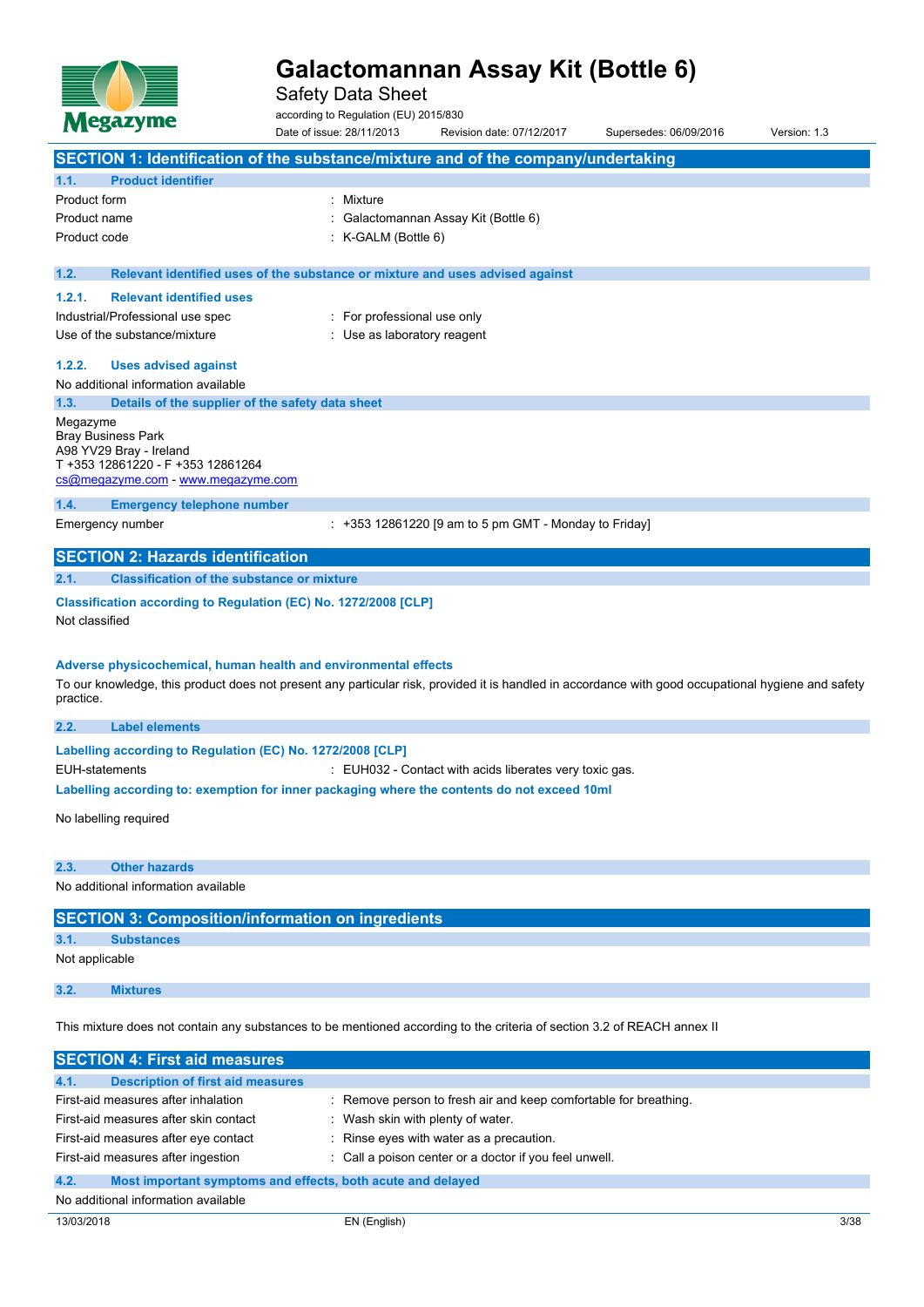# Galactomannan Assay Kit (Bottle 6)

Safety Data Sheet

according to Regulation (EU) 2015/830

Date of issue: 28/11/2013 Revision date: 07/12/2017 Supersedes: 06/09/2016 Version: 1.3

## SECTION 1: Identification of the substance/mixture and of the company/undertaking

### 1.1. Product identifier

| | |
|---|---|
| Product form | : Mixture |
| Product name | : Galactomannan Assay Kit (Bottle 6) |
| Product code | : K-GALM (Bottle 6) |

### 1.2. Relevant identified uses of the substance or mixture and uses advised against

#### 1.2.1. Relevant identified uses

| | |
|---|---|
| Industrial/Professional use spec | : For professional use only |
| Use of the substance/mixture | : Use as laboratory reagent |

#### 1.2.2. Uses advised against

No additional information available

### 1.3. Details of the supplier of the safety data sheet

Megazyme
Bray Business Park
A98 YV29 Bray - Ireland
T +353 12861220 - F +353 12861264
cs@megazyme.com - www.megazyme.com

### 1.4. Emergency telephone number

| | |
|---|---|
| Emergency number | : +353 12861220 [9 am to 5 pm GMT - Monday to Friday] |

## SECTION 2: Hazards identification

### 2.1. Classification of the substance or mixture

**Classification according to Regulation (EC) No. 1272/2008 [CLP]**

Not classified

**Adverse physicochemical, human health and environmental effects**

To our knowledge, this product does not present any particular risk, provided it is handled in accordance with good occupational hygiene and safety practice.

### 2.2. Label elements

**Labelling according to Regulation (EC) No. 1272/2008 [CLP]**

| | |
|---|---|
| EUH-statements | : EUH032 - Contact with acids liberates very toxic gas. |

**Labelling according to: exemption for inner packaging where the contents do not exceed 10ml**

No labelling required

### 2.3. Other hazards

No additional information available

## SECTION 3: Composition/information on ingredients

### 3.1. Substances

Not applicable

### 3.2. Mixtures

This mixture does not contain any substances to be mentioned according to the criteria of section 3.2 of REACH annex II

## SECTION 4: First aid measures

### 4.1. Description of first aid measures

| | |
|---|---|
| First-aid measures after inhalation | : Remove person to fresh air and keep comfortable for breathing. |
| First-aid measures after skin contact | : Wash skin with plenty of water. |
| First-aid measures after eye contact | : Rinse eyes with water as a precaution. |
| First-aid measures after ingestion | : Call a poison center or a doctor if you feel unwell. |

### 4.2. Most important symptoms and effects, both acute and delayed

No additional information available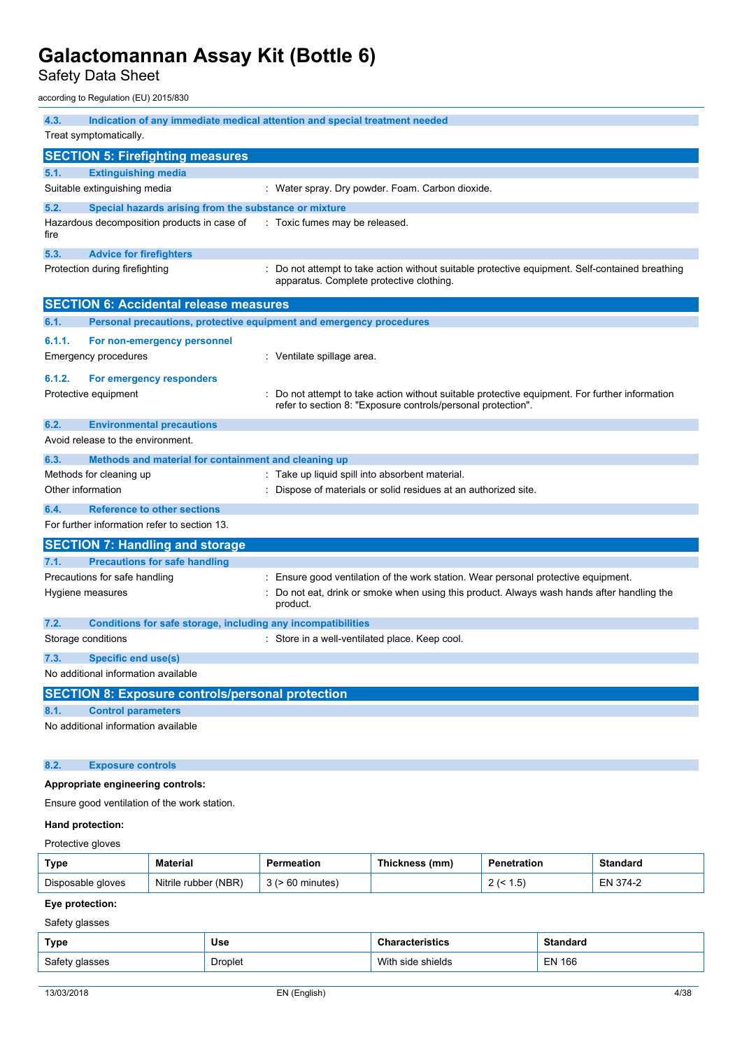### 4.3. Indication of any immediate medical attention and special treatment needed

Treat symptomatically.

## SECTION 5: Firefighting measures

### 5.1. Extinguishing media

Suitable extinguishing media : Water spray. Dry powder. Foam. Carbon dioxide.

### 5.2. Special hazards arising from the substance or mixture

Hazardous decomposition products in case of fire : Toxic fumes may be released.

### 5.3. Advice for firefighters

Protection during firefighting : Do not attempt to take action without suitable protective equipment. Self-contained breathing apparatus. Complete protective clothing.

## SECTION 6: Accidental release measures

### 6.1. Personal precautions, protective equipment and emergency procedures

#### 6.1.1. For non-emergency personnel

Emergency procedures : Ventilate spillage area.

#### 6.1.2. For emergency responders

Protective equipment : Do not attempt to take action without suitable protective equipment. For further information refer to section 8: "Exposure controls/personal protection".

### 6.2. Environmental precautions

Avoid release to the environment.

### 6.3. Methods and material for containment and cleaning up

Methods for cleaning up : Take up liquid spill into absorbent material.

Other information : Dispose of materials or solid residues at an authorized site.

### 6.4. Reference to other sections

For further information refer to section 13.

## SECTION 7: Handling and storage

### 7.1. Precautions for safe handling

Precautions for safe handling : Ensure good ventilation of the work station. Wear personal protective equipment.

Hygiene measures : Do not eat, drink or smoke when using this product. Always wash hands after handling the product.

### 7.2. Conditions for safe storage, including any incompatibilities

Storage conditions : Store in a well-ventilated place. Keep cool.

### 7.3. Specific end use(s)

No additional information available

## SECTION 8: Exposure controls/personal protection

### 8.1. Control parameters

No additional information available

### 8.2. Exposure controls

**Appropriate engineering controls:**

Ensure good ventilation of the work station.

**Hand protection:**

Protective gloves

| Type | Material | Permeation | Thickness (mm) | Penetration | Standard |
|---|---|---|---|---|---|
| Disposable gloves | Nitrile rubber (NBR) | 3 (> 60 minutes) | | 2 (< 1.5) | EN 374-2 |

**Eye protection:**

Safety glasses

| Type | Use | Characteristics | Standard |
|---|---|---|---|
| Safety glasses | Droplet | With side shields | EN 166 |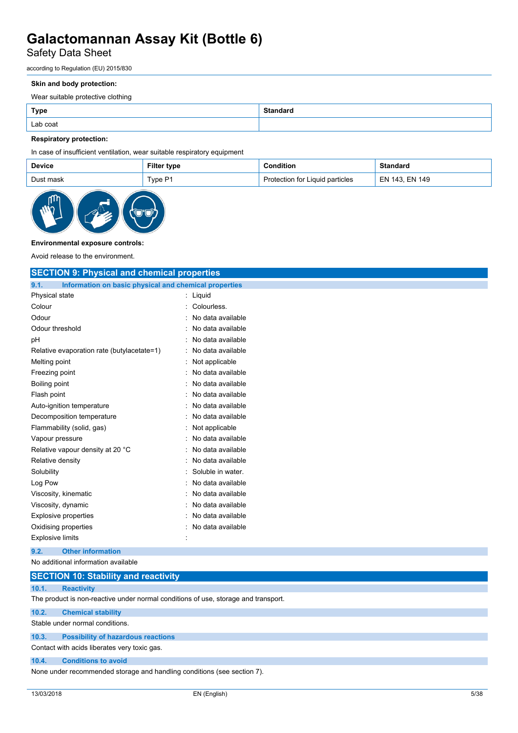**Skin and body protection:**

Wear suitable protective clothing

| Type | Standard |
|---|---|
| Lab coat | |

**Respiratory protection:**

In case of insufficient ventilation, wear suitable respiratory equipment

| Device | Filter type | Condition | Standard |
|---|---|---|---|
| Dust mask | Type P1 | Protection for Liquid particles | EN 143, EN 149 |

**Environmental exposure controls:**

Avoid release to the environment.

## SECTION 9: Physical and chemical properties

### 9.1. Information on basic physical and chemical properties

| | |
|---|---|
| Physical state | : Liquid |
| Colour | : Colourless. |
| Odour | : No data available |
| Odour threshold | : No data available |
| pH | : No data available |
| Relative evaporation rate (butylacetate=1) | : No data available |
| Melting point | : Not applicable |
| Freezing point | : No data available |
| Boiling point | : No data available |
| Flash point | : No data available |
| Auto-ignition temperature | : No data available |
| Decomposition temperature | : No data available |
| Flammability (solid, gas) | : Not applicable |
| Vapour pressure | : No data available |
| Relative vapour density at 20 °C | : No data available |
| Relative density | : No data available |
| Solubility | : Soluble in water. |
| Log Pow | : No data available |
| Viscosity, kinematic | : No data available |
| Viscosity, dynamic | : No data available |
| Explosive properties | : No data available |
| Oxidising properties | : No data available |
| Explosive limits | : |

### 9.2. Other information

No additional information available

## SECTION 10: Stability and reactivity

### 10.1. Reactivity

The product is non-reactive under normal conditions of use, storage and transport.

### 10.2. Chemical stability

Stable under normal conditions.

### 10.3. Possibility of hazardous reactions

Contact with acids liberates very toxic gas.

### 10.4. Conditions to avoid

None under recommended storage and handling conditions (see section 7).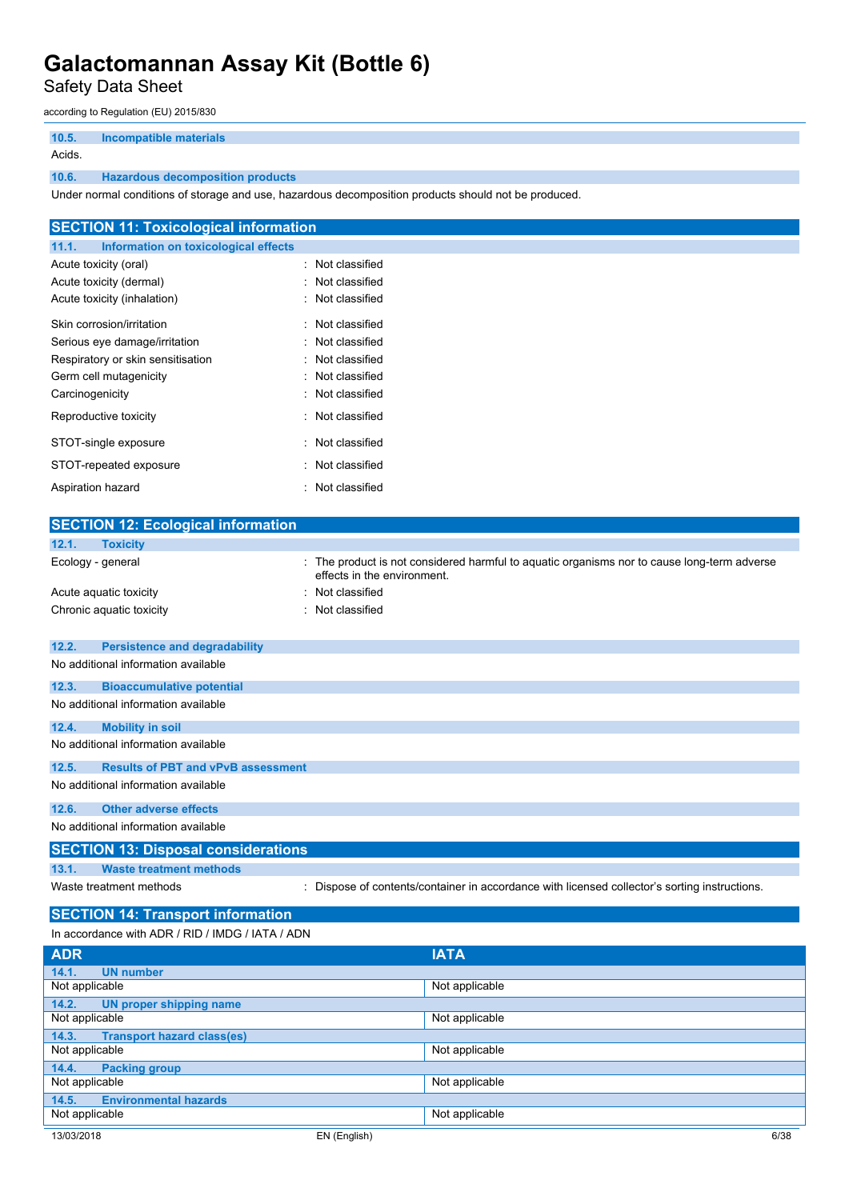#### 10.5. Incompatible materials

Acids.

#### 10.6. Hazardous decomposition products

Under normal conditions of storage and use, hazardous decomposition products should not be produced.

## SECTION 11: Toxicological information

#### 11.1. Information on toxicological effects

| | |
|---|---|
| Acute toxicity (oral) | : Not classified |
| Acute toxicity (dermal) | : Not classified |
| Acute toxicity (inhalation) | : Not classified |
| Skin corrosion/irritation | : Not classified |
| Serious eye damage/irritation | : Not classified |
| Respiratory or skin sensitisation | : Not classified |
| Germ cell mutagenicity | : Not classified |
| Carcinogenicity | : Not classified |
| Reproductive toxicity | : Not classified |
| STOT-single exposure | : Not classified |
| STOT-repeated exposure | : Not classified |
| Aspiration hazard | : Not classified |

## SECTION 12: Ecological information

#### 12.1. Toxicity

| | |
|---|---|
| Ecology - general | : The product is not considered harmful to aquatic organisms nor to cause long-term adverse effects in the environment. |
| Acute aquatic toxicity | : Not classified |
| Chronic aquatic toxicity | : Not classified |

#### 12.2. Persistence and degradability

No additional information available

#### 12.3. Bioaccumulative potential

No additional information available

#### 12.4. Mobility in soil

No additional information available

#### 12.5. Results of PBT and vPvB assessment

No additional information available

#### 12.6. Other adverse effects

No additional information available

## SECTION 13: Disposal considerations

#### 13.1. Waste treatment methods

| | |
|---|---|
| Waste treatment methods | : Dispose of contents/container in accordance with licensed collector's sorting instructions. |

## SECTION 14: Transport information

In accordance with ADR / RID / IMDG / IATA / ADN

| ADR | IATA |
|---|---|
| **14.1. UN number** | |
| Not applicable | Not applicable |
| **14.2. UN proper shipping name** | |
| Not applicable | Not applicable |
| **14.3. Transport hazard class(es)** | |
| Not applicable | Not applicable |
| **14.4. Packing group** | |
| Not applicable | Not applicable |
| **14.5. Environmental hazards** | |
| Not applicable | Not applicable |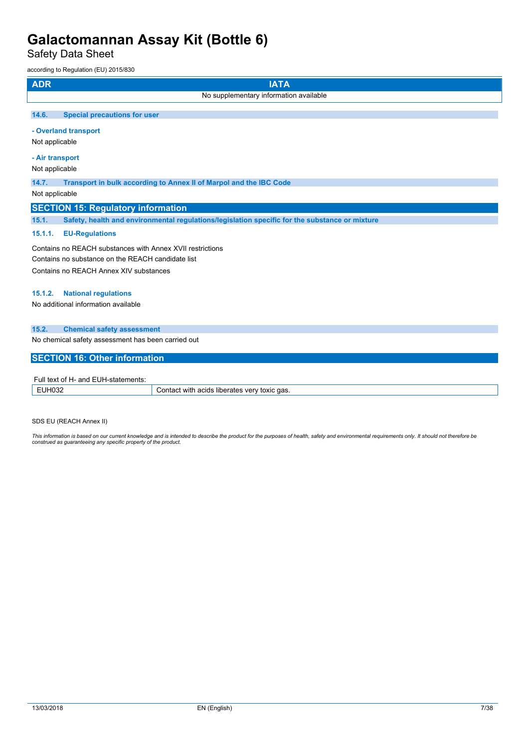| ADR | IATA |
|---|---|
| No supplementary information available | |

### 14.6. Special precautions for user

**- Overland transport**

Not applicable

**- Air transport**

Not applicable

### 14.7. Transport in bulk according to Annex II of Marpol and the IBC Code

Not applicable

## SECTION 15: Regulatory information

### 15.1. Safety, health and environmental regulations/legislation specific for the substance or mixture

#### 15.1.1. EU-Regulations

Contains no REACH substances with Annex XVII restrictions

Contains no substance on the REACH candidate list

Contains no REACH Annex XIV substances

#### 15.1.2. National regulations

No additional information available

### 15.2. Chemical safety assessment

No chemical safety assessment has been carried out

## SECTION 16: Other information

Full text of H- and EUH-statements:

| | |
|---|---|
| EUH032 | Contact with acids liberates very toxic gas. |

SDS EU (REACH Annex II)

*This information is based on our current knowledge and is intended to describe the product for the purposes of health, safety and environmental requirements only. It should not therefore be construed as guaranteeing any specific property of the product.*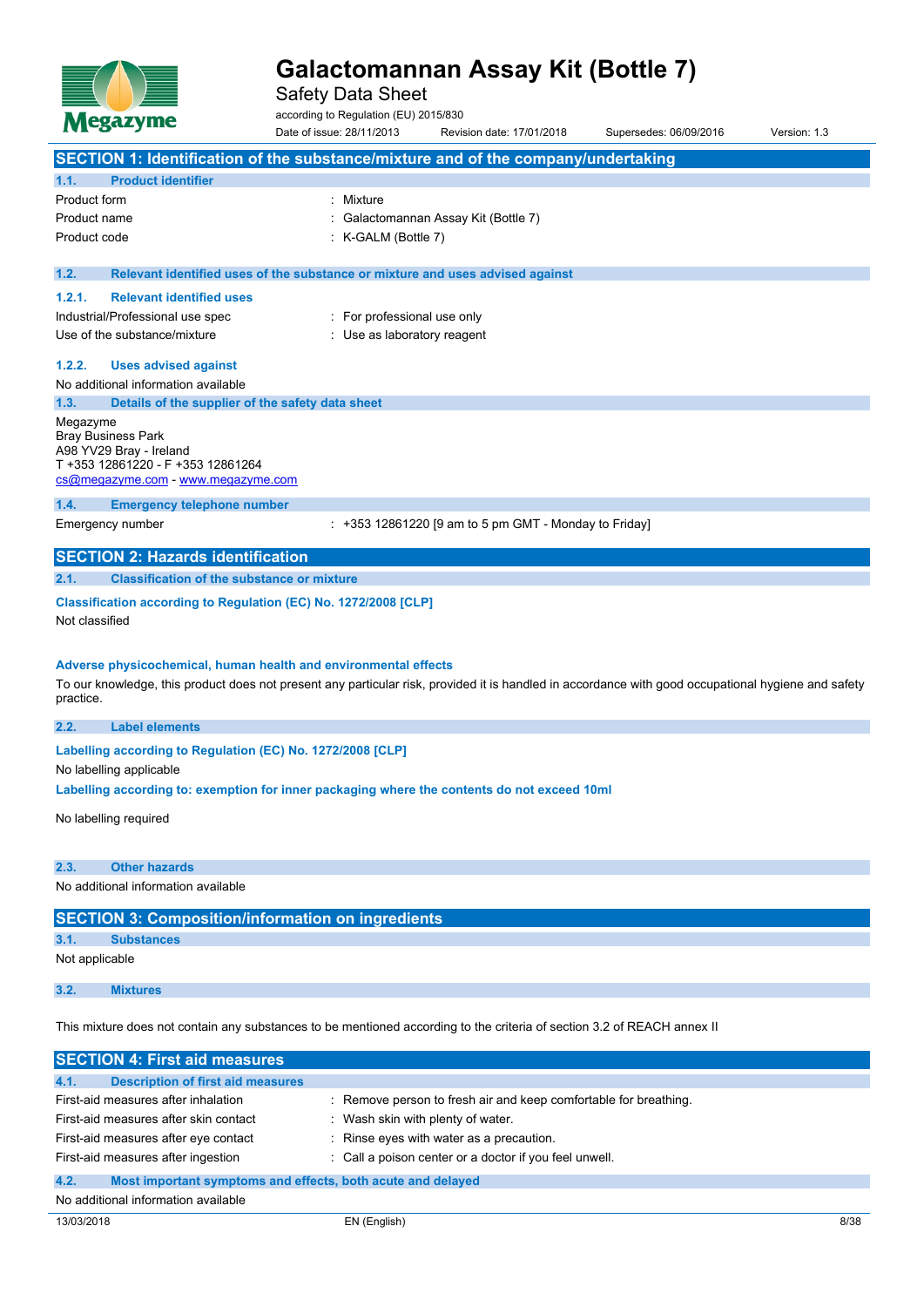# Galactomannan Assay Kit (Bottle 7)

Safety Data Sheet

according to Regulation (EU) 2015/830

Date of issue: 28/11/2013 Revision date: 17/01/2018 Supersedes: 06/09/2016 Version: 1.3

## SECTION 1: Identification of the substance/mixture and of the company/undertaking

### 1.1. Product identifier

| | |
|---|---|
| Product form | : Mixture |
| Product name | : Galactomannan Assay Kit (Bottle 7) |
| Product code | : K-GALM (Bottle 7) |

### 1.2. Relevant identified uses of the substance or mixture and uses advised against

#### 1.2.1. Relevant identified uses

| | |
|---|---|
| Industrial/Professional use spec | : For professional use only |
| Use of the substance/mixture | : Use as laboratory reagent |

#### 1.2.2. Uses advised against

No additional information available

### 1.3. Details of the supplier of the safety data sheet

Megazyme
Bray Business Park
A98 YV29 Bray - Ireland
T +353 12861220 - F +353 12861264
cs@megazyme.com - www.megazyme.com

### 1.4. Emergency telephone number

| | |
|---|---|
| Emergency number | : +353 12861220 [9 am to 5 pm GMT - Monday to Friday] |

## SECTION 2: Hazards identification

### 2.1. Classification of the substance or mixture

**Classification according to Regulation (EC) No. 1272/2008 [CLP]**

Not classified

**Adverse physicochemical, human health and environmental effects**

To our knowledge, this product does not present any particular risk, provided it is handled in accordance with good occupational hygiene and safety practice.

### 2.2. Label elements

**Labelling according to Regulation (EC) No. 1272/2008 [CLP]**

No labelling applicable

**Labelling according to: exemption for inner packaging where the contents do not exceed 10ml**

No labelling required

### 2.3. Other hazards

No additional information available

## SECTION 3: Composition/information on ingredients

### 3.1. Substances

Not applicable

### 3.2. Mixtures

This mixture does not contain any substances to be mentioned according to the criteria of section 3.2 of REACH annex II

## SECTION 4: First aid measures

### 4.1. Description of first aid measures

| | |
|---|---|
| First-aid measures after inhalation | : Remove person to fresh air and keep comfortable for breathing. |
| First-aid measures after skin contact | : Wash skin with plenty of water. |
| First-aid measures after eye contact | : Rinse eyes with water as a precaution. |
| First-aid measures after ingestion | : Call a poison center or a doctor if you feel unwell. |

### 4.2. Most important symptoms and effects, both acute and delayed

No additional information available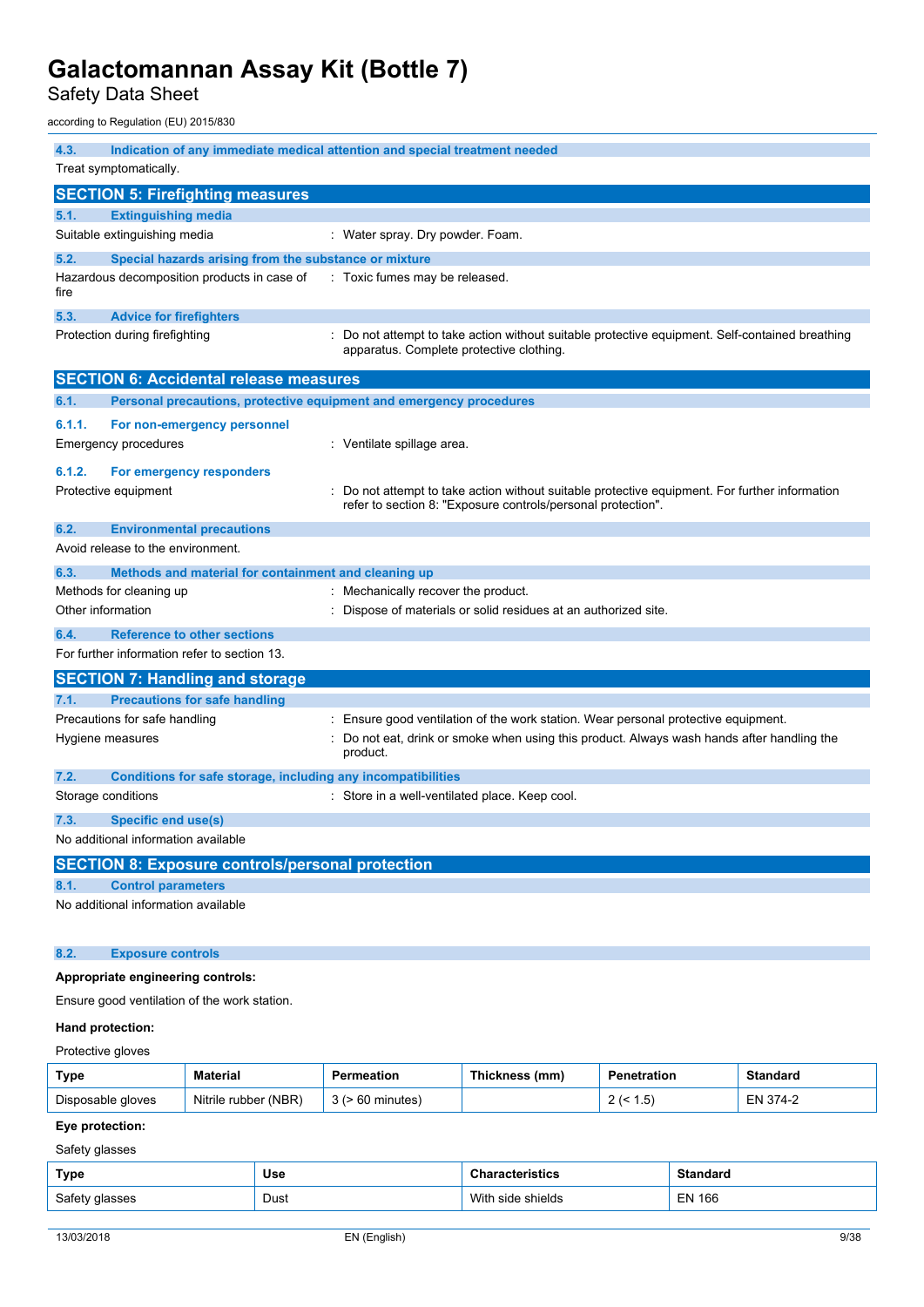### 4.3. Indication of any immediate medical attention and special treatment needed

Treat symptomatically.

## SECTION 5: Firefighting measures

### 5.1. Extinguishing media

Suitable extinguishing media : Water spray. Dry powder. Foam.

### 5.2. Special hazards arising from the substance or mixture

Hazardous decomposition products in case of fire : Toxic fumes may be released.

### 5.3. Advice for firefighters

Protection during firefighting : Do not attempt to take action without suitable protective equipment. Self-contained breathing apparatus. Complete protective clothing.

## SECTION 6: Accidental release measures

### 6.1. Personal precautions, protective equipment and emergency procedures

#### 6.1.1. For non-emergency personnel

Emergency procedures : Ventilate spillage area.

#### 6.1.2. For emergency responders

Protective equipment : Do not attempt to take action without suitable protective equipment. For further information refer to section 8: "Exposure controls/personal protection".

### 6.2. Environmental precautions

Avoid release to the environment.

### 6.3. Methods and material for containment and cleaning up

Methods for cleaning up : Mechanically recover the product.

Other information : Dispose of materials or solid residues at an authorized site.

### 6.4. Reference to other sections

For further information refer to section 13.

## SECTION 7: Handling and storage

### 7.1. Precautions for safe handling

Precautions for safe handling : Ensure good ventilation of the work station. Wear personal protective equipment.

Hygiene measures : Do not eat, drink or smoke when using this product. Always wash hands after handling the product.

### 7.2. Conditions for safe storage, including any incompatibilities

Storage conditions : Store in a well-ventilated place. Keep cool.

### 7.3. Specific end use(s)

No additional information available

## SECTION 8: Exposure controls/personal protection

### 8.1. Control parameters

No additional information available

### 8.2. Exposure controls

**Appropriate engineering controls:**

Ensure good ventilation of the work station.

**Hand protection:**

Protective gloves

| Type | Material | Permeation | Thickness (mm) | Penetration | Standard |
|---|---|---|---|---|---|
| Disposable gloves | Nitrile rubber (NBR) | 3 (> 60 minutes) | | 2 (< 1.5) | EN 374-2 |

**Eye protection:**

Safety glasses

| Type | Use | Characteristics | Standard |
|---|---|---|---|
| Safety glasses | Dust | With side shields | EN 166 |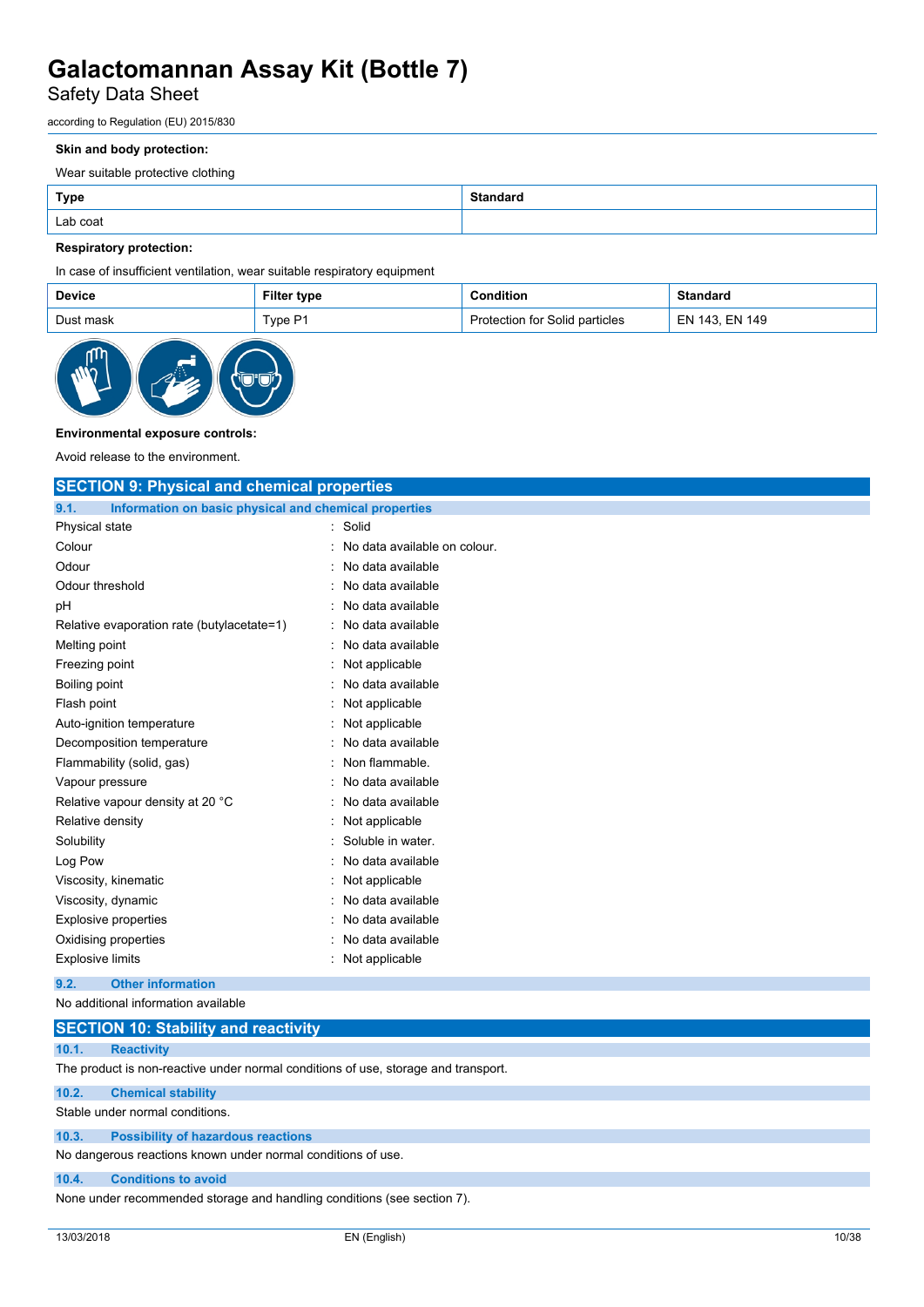**Skin and body protection:**

Wear suitable protective clothing

| Type | Standard |
|---|---|
| Lab coat | |

**Respiratory protection:**

In case of insufficient ventilation, wear suitable respiratory equipment

| Device | Filter type | Condition | Standard |
|---|---|---|---|
| Dust mask | Type P1 | Protection for Solid particles | EN 143, EN 149 |

**Environmental exposure controls:**

Avoid release to the environment.

## SECTION 9: Physical and chemical properties

### 9.1. Information on basic physical and chemical properties

| | |
|---|---|
| Physical state | : Solid |
| Colour | : No data available on colour. |
| Odour | : No data available |
| Odour threshold | : No data available |
| pH | : No data available |
| Relative evaporation rate (butylacetate=1) | : No data available |
| Melting point | : No data available |
| Freezing point | : Not applicable |
| Boiling point | : No data available |
| Flash point | : Not applicable |
| Auto-ignition temperature | : Not applicable |
| Decomposition temperature | : No data available |
| Flammability (solid, gas) | : Non flammable. |
| Vapour pressure | : No data available |
| Relative vapour density at 20 °C | : No data available |
| Relative density | : Not applicable |
| Solubility | : Soluble in water. |
| Log Pow | : No data available |
| Viscosity, kinematic | : Not applicable |
| Viscosity, dynamic | : No data available |
| Explosive properties | : No data available |
| Oxidising properties | : No data available |
| Explosive limits | : Not applicable |

### 9.2. Other information

No additional information available

## SECTION 10: Stability and reactivity

### 10.1. Reactivity

The product is non-reactive under normal conditions of use, storage and transport.

### 10.2. Chemical stability

Stable under normal conditions.

### 10.3. Possibility of hazardous reactions

No dangerous reactions known under normal conditions of use.

### 10.4. Conditions to avoid

None under recommended storage and handling conditions (see section 7).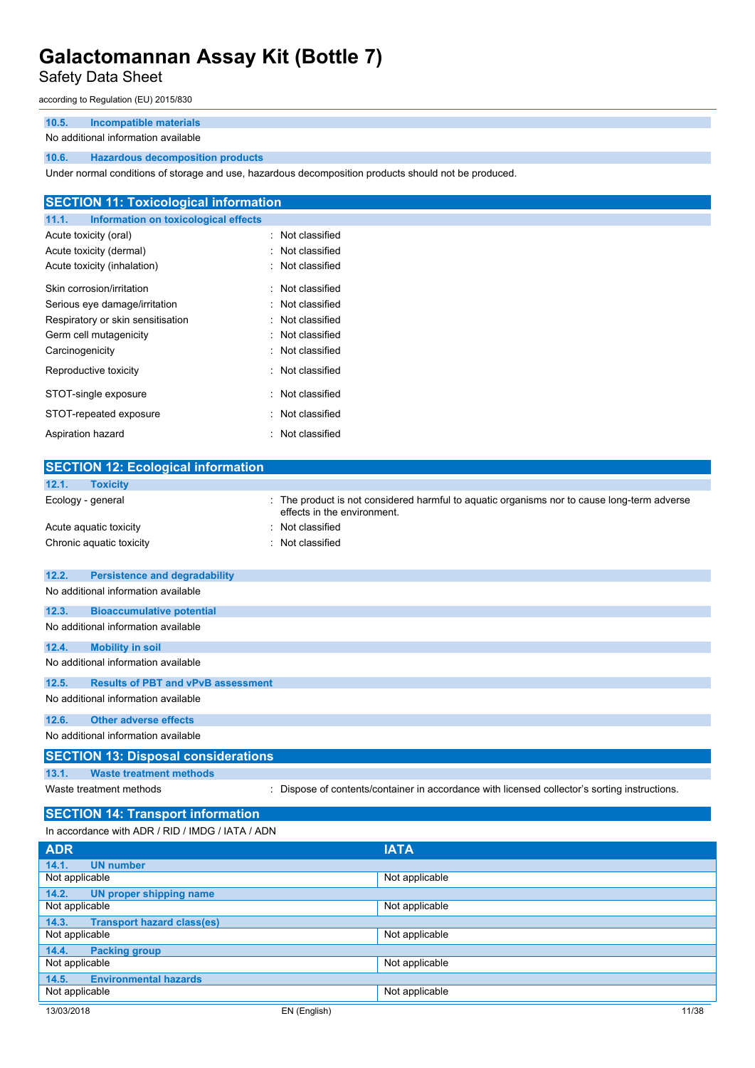### 10.5. Incompatible materials

No additional information available

### 10.6. Hazardous decomposition products

Under normal conditions of storage and use, hazardous decomposition products should not be produced.

## SECTION 11: Toxicological information

### 11.1. Information on toxicological effects

| | |
|---|---|
| Acute toxicity (oral) | : Not classified |
| Acute toxicity (dermal) | : Not classified |
| Acute toxicity (inhalation) | : Not classified |
| Skin corrosion/irritation | : Not classified |
| Serious eye damage/irritation | : Not classified |
| Respiratory or skin sensitisation | : Not classified |
| Germ cell mutagenicity | : Not classified |
| Carcinogenicity | : Not classified |
| Reproductive toxicity | : Not classified |
| STOT-single exposure | : Not classified |
| STOT-repeated exposure | : Not classified |
| Aspiration hazard | : Not classified |

## SECTION 12: Ecological information

### 12.1. Toxicity

| | |
|---|---|
| Ecology - general | : The product is not considered harmful to aquatic organisms nor to cause long-term adverse effects in the environment. |
| Acute aquatic toxicity | : Not classified |
| Chronic aquatic toxicity | : Not classified |

### 12.2. Persistence and degradability

No additional information available

### 12.3. Bioaccumulative potential

No additional information available

### 12.4. Mobility in soil

No additional information available

### 12.5. Results of PBT and vPvB assessment

No additional information available

### 12.6. Other adverse effects

No additional information available

## SECTION 13: Disposal considerations

### 13.1. Waste treatment methods

| | |
|---|---|
| Waste treatment methods | : Dispose of contents/container in accordance with licensed collector's sorting instructions. |

## SECTION 14: Transport information

In accordance with ADR / RID / IMDG / IATA / ADN

| ADR | IATA |
|---|---|
| **14.1. UN number** | |
| Not applicable | Not applicable |
| **14.2. UN proper shipping name** | |
| Not applicable | Not applicable |
| **14.3. Transport hazard class(es)** | |
| Not applicable | Not applicable |
| **14.4. Packing group** | |
| Not applicable | Not applicable |
| **14.5. Environmental hazards** | |
| Not applicable | Not applicable |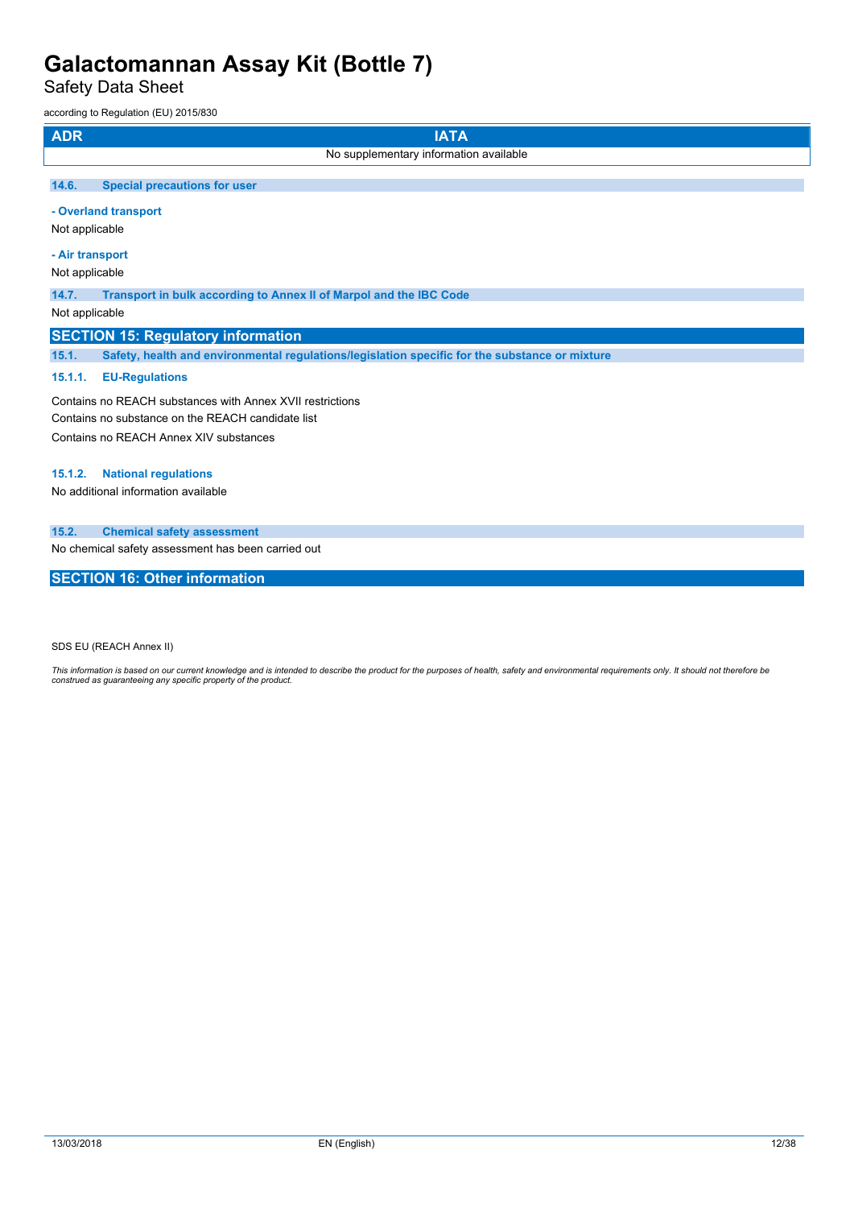| ADR | IATA |
| --- | --- |
| No supplementary information available | |

### 14.6. Special precautions for user

**- Overland transport**

Not applicable

**- Air transport**

Not applicable

### 14.7. Transport in bulk according to Annex II of Marpol and the IBC Code

Not applicable

## SECTION 15: Regulatory information

### 15.1. Safety, health and environmental regulations/legislation specific for the substance or mixture

#### 15.1.1. EU-Regulations

Contains no REACH substances with Annex XVII restrictions

Contains no substance on the REACH candidate list

Contains no REACH Annex XIV substances

#### 15.1.2. National regulations

No additional information available

### 15.2. Chemical safety assessment

No chemical safety assessment has been carried out

## SECTION 16: Other information

SDS EU (REACH Annex II)

*This information is based on our current knowledge and is intended to describe the product for the purposes of health, safety and environmental requirements only. It should not therefore be construed as guaranteeing any specific property of the product.*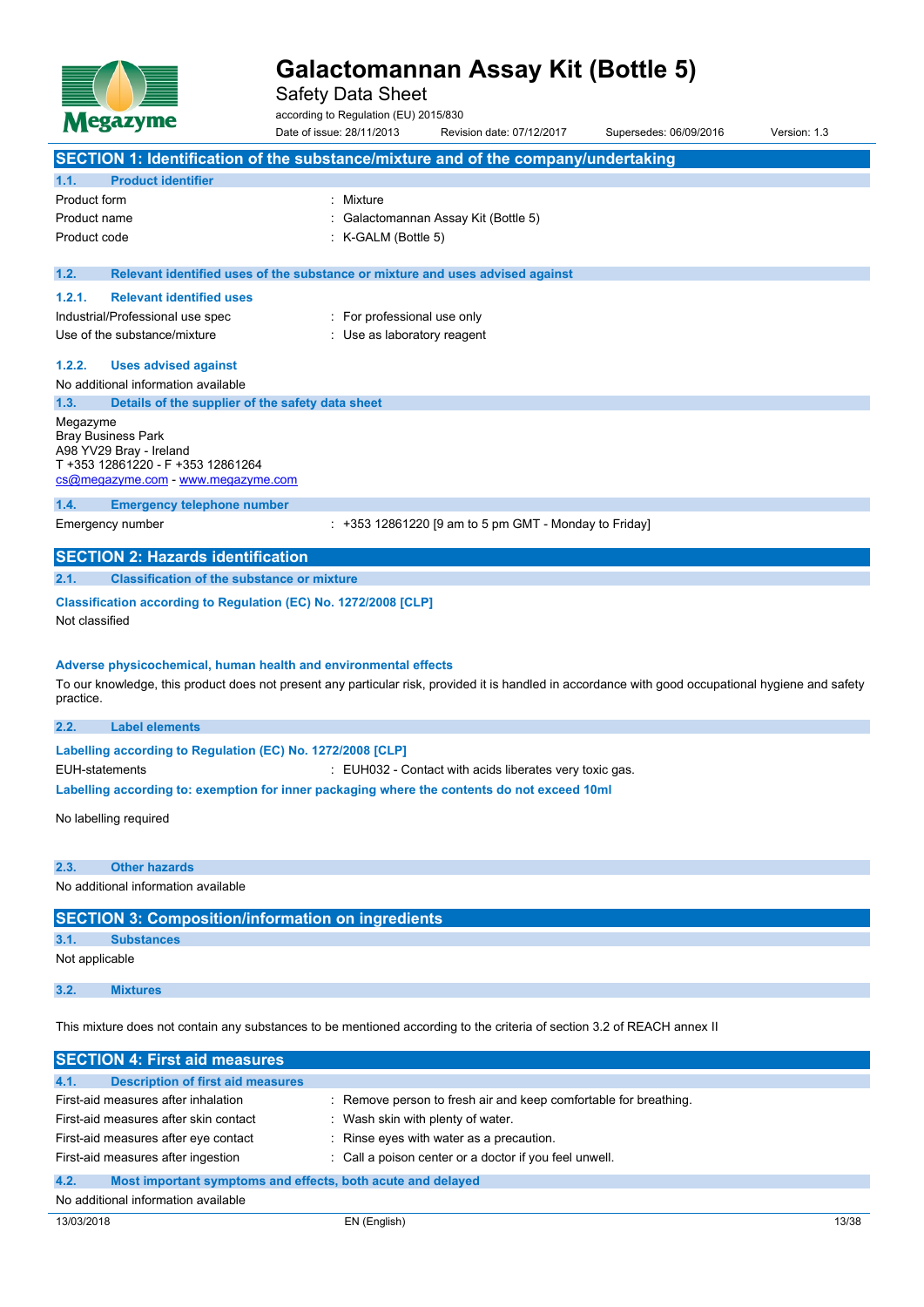# Galactomannan Assay Kit (Bottle 5)

Safety Data Sheet

according to Regulation (EU) 2015/830

Date of issue: 28/11/2013 Revision date: 07/12/2017 Supersedes: 06/09/2016 Version: 1.3

## SECTION 1: Identification of the substance/mixture and of the company/undertaking

### 1.1. Product identifier

| | |
|---|---|
| Product form | : Mixture |
| Product name | : Galactomannan Assay Kit (Bottle 5) |
| Product code | : K-GALM (Bottle 5) |

### 1.2. Relevant identified uses of the substance or mixture and uses advised against

#### 1.2.1. Relevant identified uses

| | |
|---|---|
| Industrial/Professional use spec | : For professional use only |
| Use of the substance/mixture | : Use as laboratory reagent |

#### 1.2.2. Uses advised against

No additional information available

### 1.3. Details of the supplier of the safety data sheet

Megazyme
Bray Business Park
A98 YV29 Bray - Ireland
T +353 12861220 - F +353 12861264
cs@megazyme.com - www.megazyme.com

### 1.4. Emergency telephone number

| | |
|---|---|
| Emergency number | : +353 12861220 [9 am to 5 pm GMT - Monday to Friday] |

## SECTION 2: Hazards identification

### 2.1. Classification of the substance or mixture

**Classification according to Regulation (EC) No. 1272/2008 [CLP]**

Not classified

**Adverse physicochemical, human health and environmental effects**

To our knowledge, this product does not present any particular risk, provided it is handled in accordance with good occupational hygiene and safety practice.

### 2.2. Label elements

**Labelling according to Regulation (EC) No. 1272/2008 [CLP]**

| | |
|---|---|
| EUH-statements | : EUH032 - Contact with acids liberates very toxic gas. |

**Labelling according to: exemption for inner packaging where the contents do not exceed 10ml**

No labelling required

### 2.3. Other hazards

No additional information available

## SECTION 3: Composition/information on ingredients

### 3.1. Substances

Not applicable

### 3.2. Mixtures

This mixture does not contain any substances to be mentioned according to the criteria of section 3.2 of REACH annex II

## SECTION 4: First aid measures

### 4.1. Description of first aid measures

| | |
|---|---|
| First-aid measures after inhalation | : Remove person to fresh air and keep comfortable for breathing. |
| First-aid measures after skin contact | : Wash skin with plenty of water. |
| First-aid measures after eye contact | : Rinse eyes with water as a precaution. |
| First-aid measures after ingestion | : Call a poison center or a doctor if you feel unwell. |

### 4.2. Most important symptoms and effects, both acute and delayed

No additional information available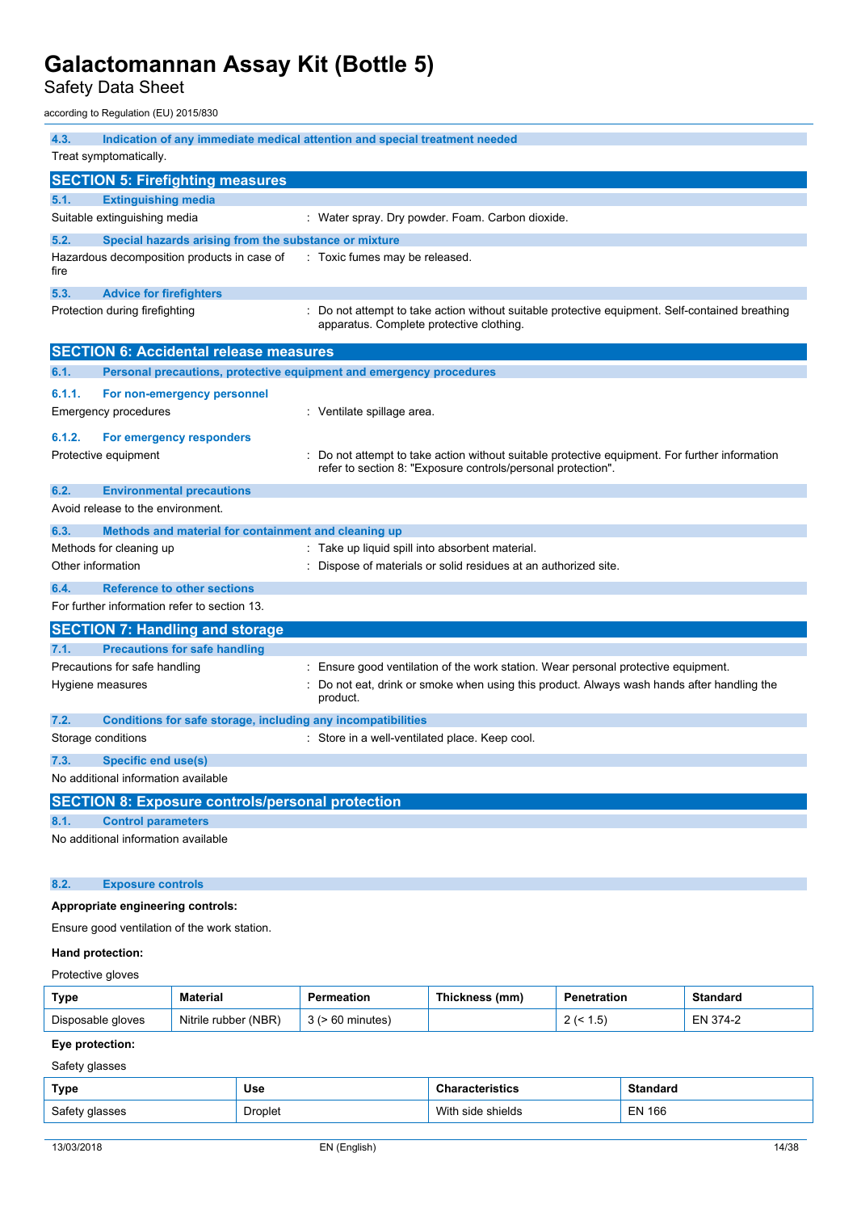### 4.3. Indication of any immediate medical attention and special treatment needed

Treat symptomatically.

## SECTION 5: Firefighting measures

### 5.1. Extinguishing media

Suitable extinguishing media : Water spray. Dry powder. Foam. Carbon dioxide.

### 5.2. Special hazards arising from the substance or mixture

Hazardous decomposition products in case of fire : Toxic fumes may be released.

### 5.3. Advice for firefighters

Protection during firefighting : Do not attempt to take action without suitable protective equipment. Self-contained breathing apparatus. Complete protective clothing.

## SECTION 6: Accidental release measures

### 6.1. Personal precautions, protective equipment and emergency procedures

#### 6.1.1. For non-emergency personnel

Emergency procedures : Ventilate spillage area.

#### 6.1.2. For emergency responders

Protective equipment : Do not attempt to take action without suitable protective equipment. For further information refer to section 8: "Exposure controls/personal protection".

### 6.2. Environmental precautions

Avoid release to the environment.

### 6.3. Methods and material for containment and cleaning up

Methods for cleaning up : Take up liquid spill into absorbent material.

Other information : Dispose of materials or solid residues at an authorized site.

### 6.4. Reference to other sections

For further information refer to section 13.

## SECTION 7: Handling and storage

### 7.1. Precautions for safe handling

Precautions for safe handling : Ensure good ventilation of the work station. Wear personal protective equipment.

Hygiene measures : Do not eat, drink or smoke when using this product. Always wash hands after handling the product.

### 7.2. Conditions for safe storage, including any incompatibilities

Storage conditions : Store in a well-ventilated place. Keep cool.

### 7.3. Specific end use(s)

No additional information available

## SECTION 8: Exposure controls/personal protection

### 8.1. Control parameters

No additional information available

### 8.2. Exposure controls

**Appropriate engineering controls:**

Ensure good ventilation of the work station.

**Hand protection:**

Protective gloves

| Type | Material | Permeation | Thickness (mm) | Penetration | Standard |
|---|---|---|---|---|---|
| Disposable gloves | Nitrile rubber (NBR) | 3 (> 60 minutes) | | 2 (< 1.5) | EN 374-2 |

**Eye protection:**

Safety glasses

| Type | Use | Characteristics | Standard |
|---|---|---|---|
| Safety glasses | Droplet | With side shields | EN 166 |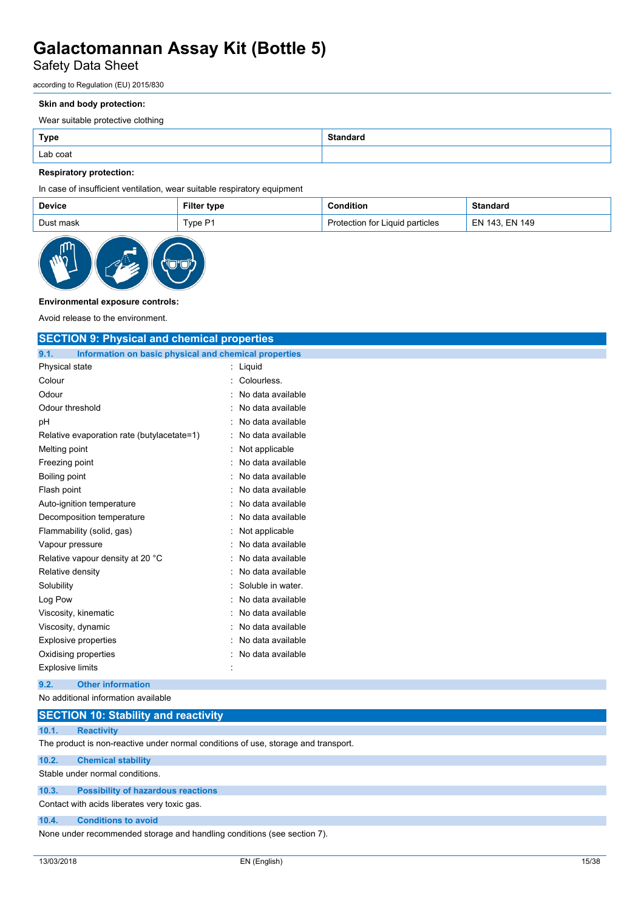**Skin and body protection:**

Wear suitable protective clothing

| Type | Standard |
|---|---|
| Lab coat | |

**Respiratory protection:**

In case of insufficient ventilation, wear suitable respiratory equipment

| Device | Filter type | Condition | Standard |
|---|---|---|---|
| Dust mask | Type P1 | Protection for Liquid particles | EN 143, EN 149 |

**Environmental exposure controls:**

Avoid release to the environment.

## SECTION 9: Physical and chemical properties

### 9.1. Information on basic physical and chemical properties

| | |
|---|---|
| Physical state | : Liquid |
| Colour | : Colourless. |
| Odour | : No data available |
| Odour threshold | : No data available |
| pH | : No data available |
| Relative evaporation rate (butylacetate=1) | : No data available |
| Melting point | : Not applicable |
| Freezing point | : No data available |
| Boiling point | : No data available |
| Flash point | : No data available |
| Auto-ignition temperature | : No data available |
| Decomposition temperature | : No data available |
| Flammability (solid, gas) | : Not applicable |
| Vapour pressure | : No data available |
| Relative vapour density at 20 °C | : No data available |
| Relative density | : No data available |
| Solubility | : Soluble in water. |
| Log Pow | : No data available |
| Viscosity, kinematic | : No data available |
| Viscosity, dynamic | : No data available |
| Explosive properties | : No data available |
| Oxidising properties | : No data available |
| Explosive limits | : |

### 9.2. Other information

No additional information available

## SECTION 10: Stability and reactivity

### 10.1. Reactivity

The product is non-reactive under normal conditions of use, storage and transport.

### 10.2. Chemical stability

Stable under normal conditions.

### 10.3. Possibility of hazardous reactions

Contact with acids liberates very toxic gas.

### 10.4. Conditions to avoid

None under recommended storage and handling conditions (see section 7).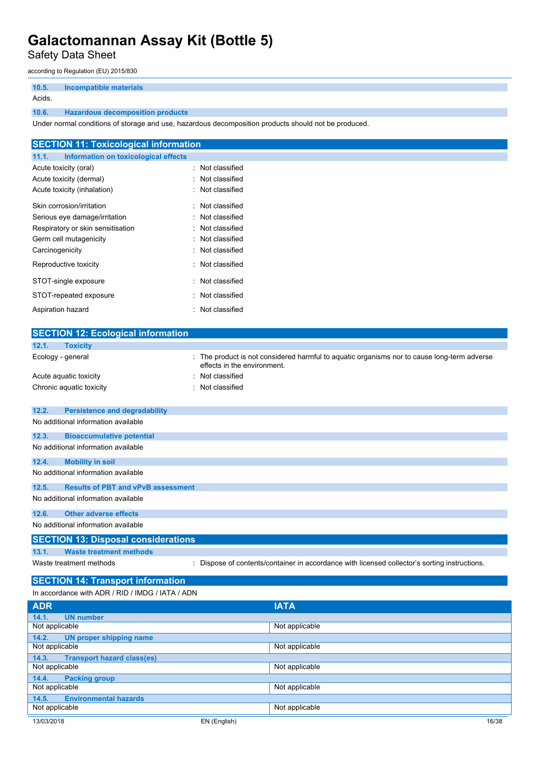### 10.5. Incompatible materials

Acids.

### 10.6. Hazardous decomposition products

Under normal conditions of storage and use, hazardous decomposition products should not be produced.

## SECTION 11: Toxicological information

### 11.1. Information on toxicological effects

| | |
|---|---|
| Acute toxicity (oral) | : Not classified |
| Acute toxicity (dermal) | : Not classified |
| Acute toxicity (inhalation) | : Not classified |
| Skin corrosion/irritation | : Not classified |
| Serious eye damage/irritation | : Not classified |
| Respiratory or skin sensitisation | : Not classified |
| Germ cell mutagenicity | : Not classified |
| Carcinogenicity | : Not classified |
| Reproductive toxicity | : Not classified |
| STOT-single exposure | : Not classified |
| STOT-repeated exposure | : Not classified |
| Aspiration hazard | : Not classified |

## SECTION 12: Ecological information

### 12.1. Toxicity

| | |
|---|---|
| Ecology - general | : The product is not considered harmful to aquatic organisms nor to cause long-term adverse effects in the environment. |
| Acute aquatic toxicity | : Not classified |
| Chronic aquatic toxicity | : Not classified |

### 12.2. Persistence and degradability

No additional information available

### 12.3. Bioaccumulative potential

No additional information available

### 12.4. Mobility in soil

No additional information available

### 12.5. Results of PBT and vPvB assessment

No additional information available

### 12.6. Other adverse effects

No additional information available

## SECTION 13: Disposal considerations

### 13.1. Waste treatment methods

| | |
|---|---|
| Waste treatment methods | : Dispose of contents/container in accordance with licensed collector's sorting instructions. |

## SECTION 14: Transport information

In accordance with ADR / RID / IMDG / IATA / ADN

| ADR | IATA |
|---|---|
| **14.1. UN number** | |
| Not applicable | Not applicable |
| **14.2. UN proper shipping name** | |
| Not applicable | Not applicable |
| **14.3. Transport hazard class(es)** | |
| Not applicable | Not applicable |
| **14.4. Packing group** | |
| Not applicable | Not applicable |
| **14.5. Environmental hazards** | |
| Not applicable | Not applicable |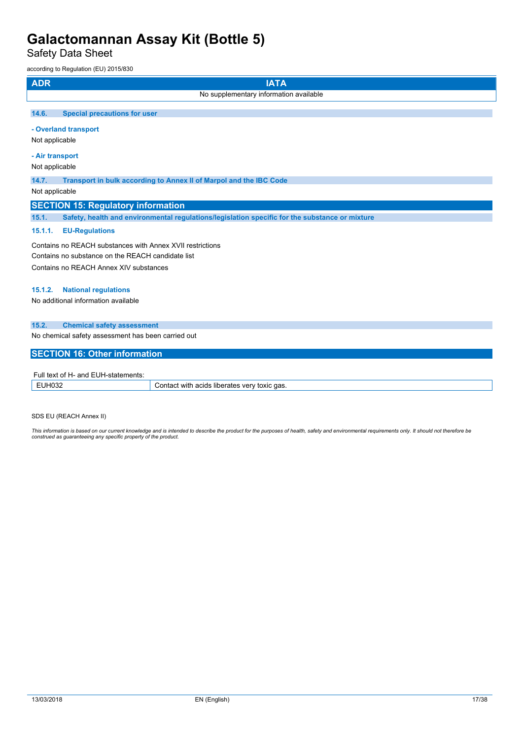| ADR | IATA |
|---|---|
| No supplementary information available | |

### 14.6. Special precautions for user

**- Overland transport**

Not applicable

**- Air transport**

Not applicable

### 14.7. Transport in bulk according to Annex II of Marpol and the IBC Code

Not applicable

## SECTION 15: Regulatory information

### 15.1. Safety, health and environmental regulations/legislation specific for the substance or mixture

#### 15.1.1. EU-Regulations

Contains no REACH substances with Annex XVII restrictions

Contains no substance on the REACH candidate list

Contains no REACH Annex XIV substances

#### 15.1.2. National regulations

No additional information available

### 15.2. Chemical safety assessment

No chemical safety assessment has been carried out

## SECTION 16: Other information

Full text of H- and EUH-statements:

| EUH032 | Contact with acids liberates very toxic gas. |
|---|---|

SDS EU (REACH Annex II)

*This information is based on our current knowledge and is intended to describe the product for the purposes of health, safety and environmental requirements only. It should not therefore be construed as guaranteeing any specific property of the product.*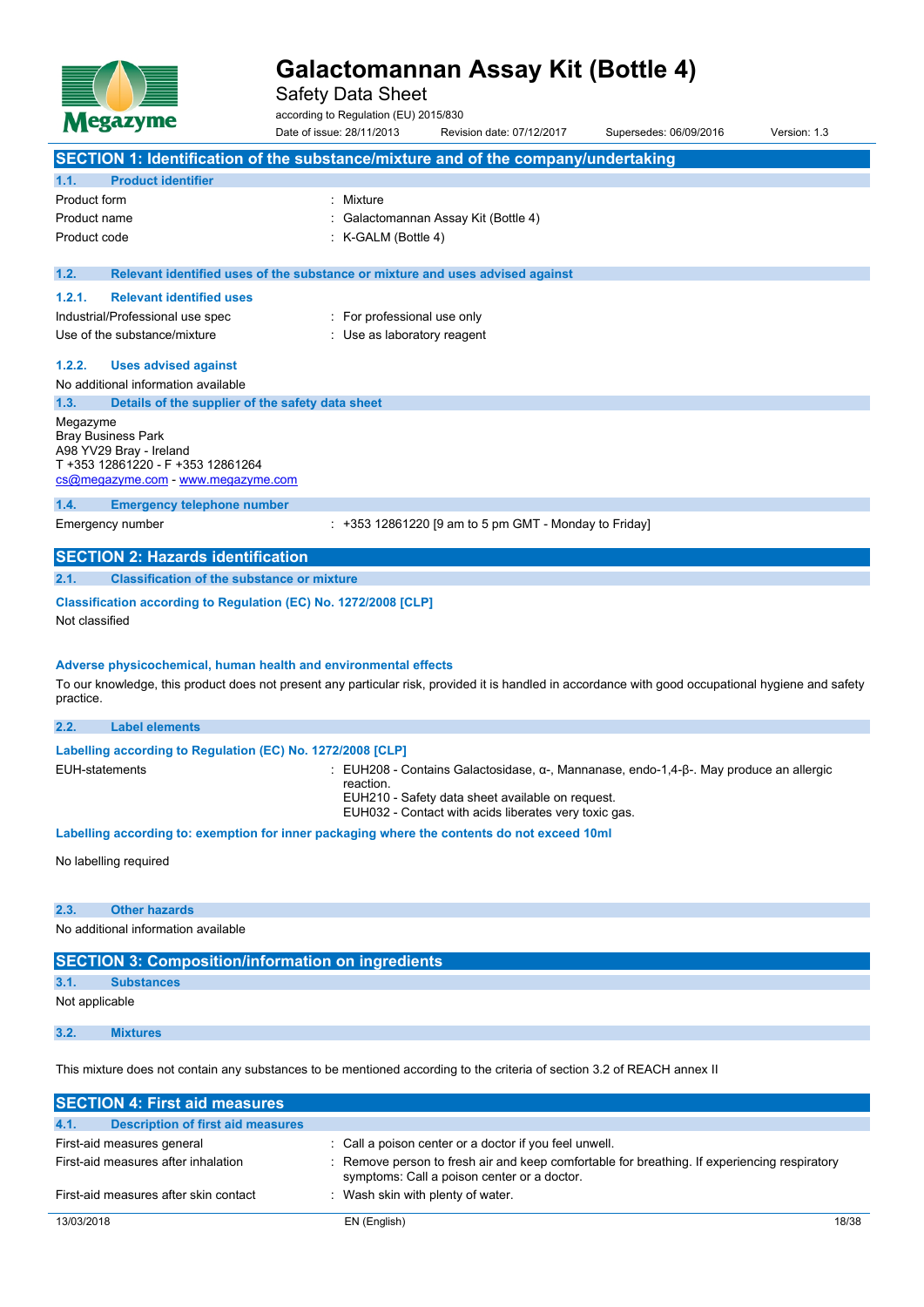# Galactomannan Assay Kit (Bottle 4)

Safety Data Sheet

according to Regulation (EU) 2015/830

Date of issue: 28/11/2013 Revision date: 07/12/2017 Supersedes: 06/09/2016 Version: 1.3

## SECTION 1: Identification of the substance/mixture and of the company/undertaking

### 1.1. Product identifier

| | |
|---|---|
| Product form | : Mixture |
| Product name | : Galactomannan Assay Kit (Bottle 4) |
| Product code | : K-GALM (Bottle 4) |

### 1.2. Relevant identified uses of the substance or mixture and uses advised against

#### 1.2.1. Relevant identified uses

| | |
|---|---|
| Industrial/Professional use spec | : For professional use only |
| Use of the substance/mixture | : Use as laboratory reagent |

#### 1.2.2. Uses advised against

No additional information available

### 1.3. Details of the supplier of the safety data sheet

Megazyme
Bray Business Park
A98 YV29 Bray - Ireland
T +353 12861220 - F +353 12861264
cs@megazyme.com - www.megazyme.com

### 1.4. Emergency telephone number

| | |
|---|---|
| Emergency number | : +353 12861220 [9 am to 5 pm GMT - Monday to Friday] |

## SECTION 2: Hazards identification

### 2.1. Classification of the substance or mixture

**Classification according to Regulation (EC) No. 1272/2008 [CLP]**

Not classified

**Adverse physicochemical, human health and environmental effects**

To our knowledge, this product does not present any particular risk, provided it is handled in accordance with good occupational hygiene and safety practice.

### 2.2. Label elements

**Labelling according to Regulation (EC) No. 1272/2008 [CLP]**

EUH-statements : EUH208 - Contains Galactosidase, α-, Mannanase, endo-1,4-β-. May produce an allergic reaction.
EUH210 - Safety data sheet available on request.
EUH032 - Contact with acids liberates very toxic gas.

**Labelling according to: exemption for inner packaging where the contents do not exceed 10ml**

No labelling required

### 2.3. Other hazards

No additional information available

## SECTION 3: Composition/information on ingredients

### 3.1. Substances

Not applicable

### 3.2. Mixtures

This mixture does not contain any substances to be mentioned according to the criteria of section 3.2 of REACH annex II

## SECTION 4: First aid measures

### 4.1. Description of first aid measures

| | |
|---|---|
| First-aid measures general | : Call a poison center or a doctor if you feel unwell. |
| First-aid measures after inhalation | : Remove person to fresh air and keep comfortable for breathing. If experiencing respiratory symptoms: Call a poison center or a doctor. |
| First-aid measures after skin contact | : Wash skin with plenty of water. |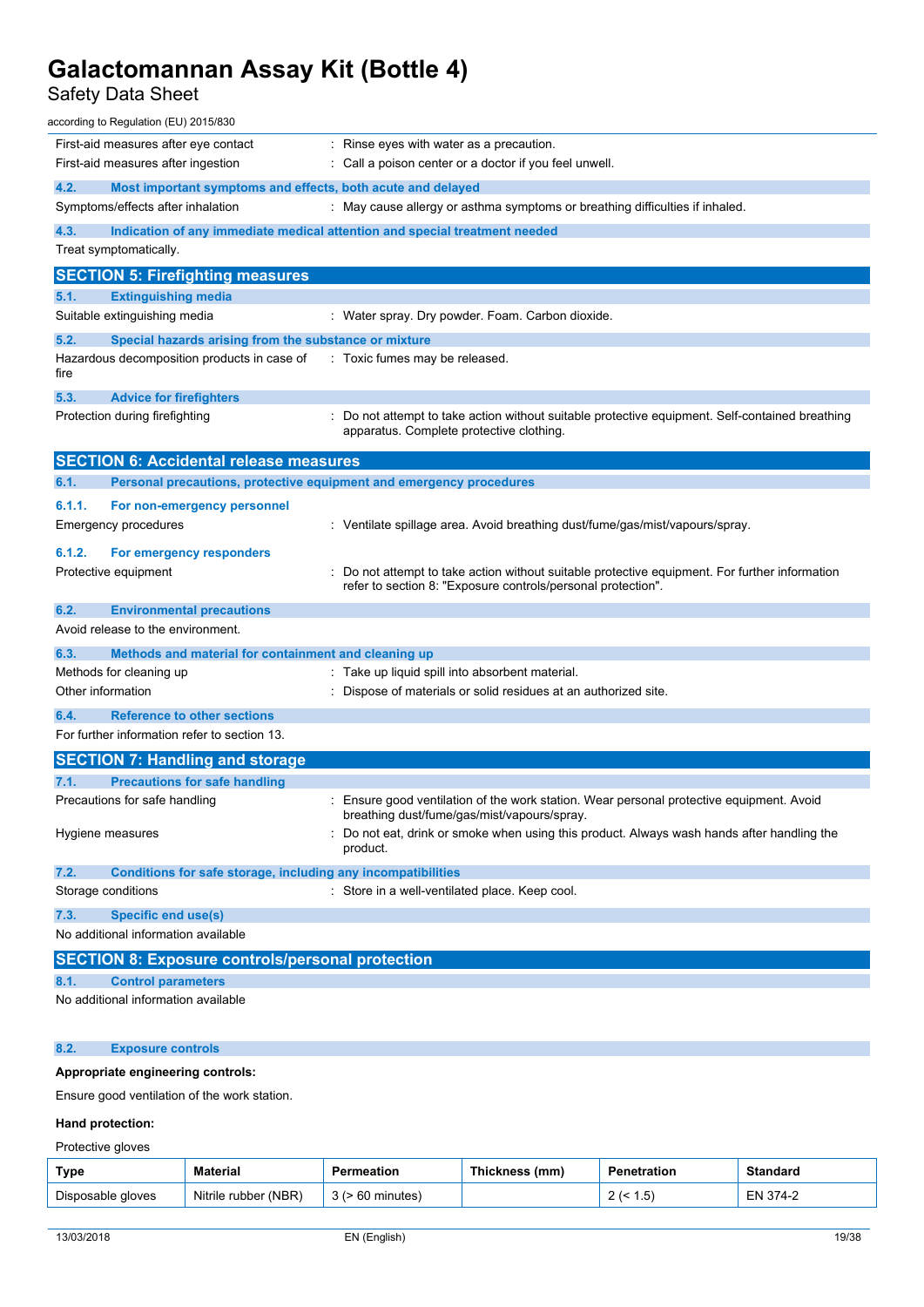First-aid measures after eye contact : Rinse eyes with water as a precaution.

First-aid measures after ingestion : Call a poison center or a doctor if you feel unwell.

### 4.2. Most important symptoms and effects, both acute and delayed

Symptoms/effects after inhalation : May cause allergy or asthma symptoms or breathing difficulties if inhaled.

### 4.3. Indication of any immediate medical attention and special treatment needed

Treat symptomatically.

## SECTION 5: Firefighting measures

### 5.1. Extinguishing media

Suitable extinguishing media : Water spray. Dry powder. Foam. Carbon dioxide.

### 5.2. Special hazards arising from the substance or mixture

Hazardous decomposition products in case of fire : Toxic fumes may be released.

### 5.3. Advice for firefighters

Protection during firefighting : Do not attempt to take action without suitable protective equipment. Self-contained breathing apparatus. Complete protective clothing.

## SECTION 6: Accidental release measures

### 6.1. Personal precautions, protective equipment and emergency procedures

#### 6.1.1. For non-emergency personnel

Emergency procedures : Ventilate spillage area. Avoid breathing dust/fume/gas/mist/vapours/spray.

#### 6.1.2. For emergency responders

Protective equipment : Do not attempt to take action without suitable protective equipment. For further information refer to section 8: "Exposure controls/personal protection".

### 6.2. Environmental precautions

Avoid release to the environment.

### 6.3. Methods and material for containment and cleaning up

Methods for cleaning up : Take up liquid spill into absorbent material.

Other information : Dispose of materials or solid residues at an authorized site.

### 6.4. Reference to other sections

For further information refer to section 13.

## SECTION 7: Handling and storage

### 7.1. Precautions for safe handling

Precautions for safe handling : Ensure good ventilation of the work station. Wear personal protective equipment. Avoid breathing dust/fume/gas/mist/vapours/spray.

Hygiene measures : Do not eat, drink or smoke when using this product. Always wash hands after handling the product.

### 7.2. Conditions for safe storage, including any incompatibilities

Storage conditions : Store in a well-ventilated place. Keep cool.

### 7.3. Specific end use(s)

No additional information available

## SECTION 8: Exposure controls/personal protection

### 8.1. Control parameters

No additional information available

### 8.2. Exposure controls

**Appropriate engineering controls:**

Ensure good ventilation of the work station.

**Hand protection:**

Protective gloves

| Type | Material | Permeation | Thickness (mm) | Penetration | Standard |
|---|---|---|---|---|---|
| Disposable gloves | Nitrile rubber (NBR) | 3 (> 60 minutes) | | 2 (< 1.5) | EN 374-2 |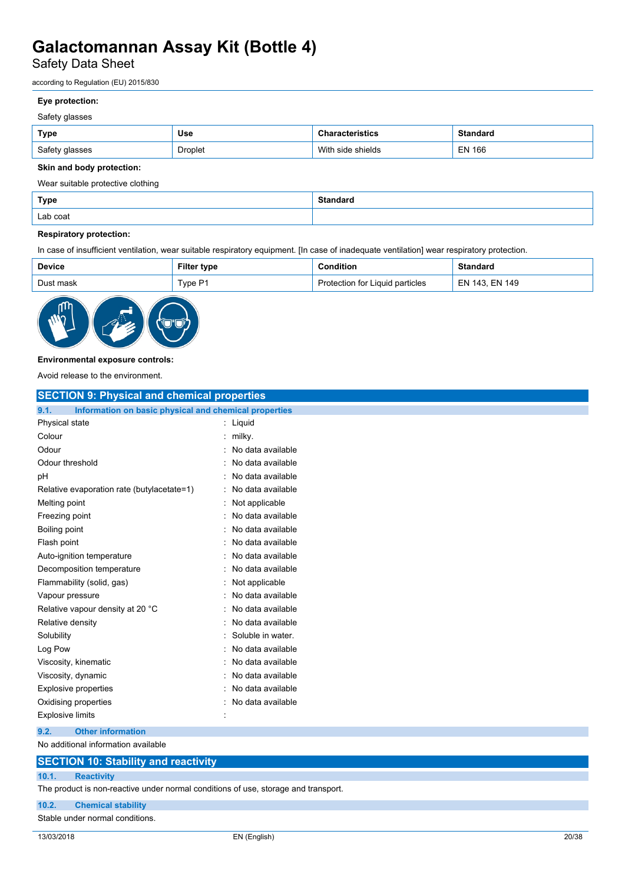**Eye protection:**

Safety glasses

| Type | Use | Characteristics | Standard |
| --- | --- | --- | --- |
| Safety glasses | Droplet | With side shields | EN 166 |

**Skin and body protection:**

Wear suitable protective clothing

| Type | Standard |
| --- | --- |
| Lab coat | |

**Respiratory protection:**

In case of insufficient ventilation, wear suitable respiratory equipment. [In case of inadequate ventilation] wear respiratory protection.

| Device | Filter type | Condition | Standard |
| --- | --- | --- | --- |
| Dust mask | Type P1 | Protection for Liquid particles | EN 143, EN 149 |

**Environmental exposure controls:**

Avoid release to the environment.

## SECTION 9: Physical and chemical properties

### 9.1. Information on basic physical and chemical properties

| | |
| --- | --- |
| Physical state | : Liquid |
| Colour | : milky. |
| Odour | : No data available |
| Odour threshold | : No data available |
| pH | : No data available |
| Relative evaporation rate (butylacetate=1) | : No data available |
| Melting point | : Not applicable |
| Freezing point | : No data available |
| Boiling point | : No data available |
| Flash point | : No data available |
| Auto-ignition temperature | : No data available |
| Decomposition temperature | : No data available |
| Flammability (solid, gas) | : Not applicable |
| Vapour pressure | : No data available |
| Relative vapour density at 20 °C | : No data available |
| Relative density | : No data available |
| Solubility | : Soluble in water. |
| Log Pow | : No data available |
| Viscosity, kinematic | : No data available |
| Viscosity, dynamic | : No data available |
| Explosive properties | : No data available |
| Oxidising properties | : No data available |
| Explosive limits | : |

### 9.2. Other information

No additional information available

## SECTION 10: Stability and reactivity

### 10.1. Reactivity

The product is non-reactive under normal conditions of use, storage and transport.

### 10.2. Chemical stability

Stable under normal conditions.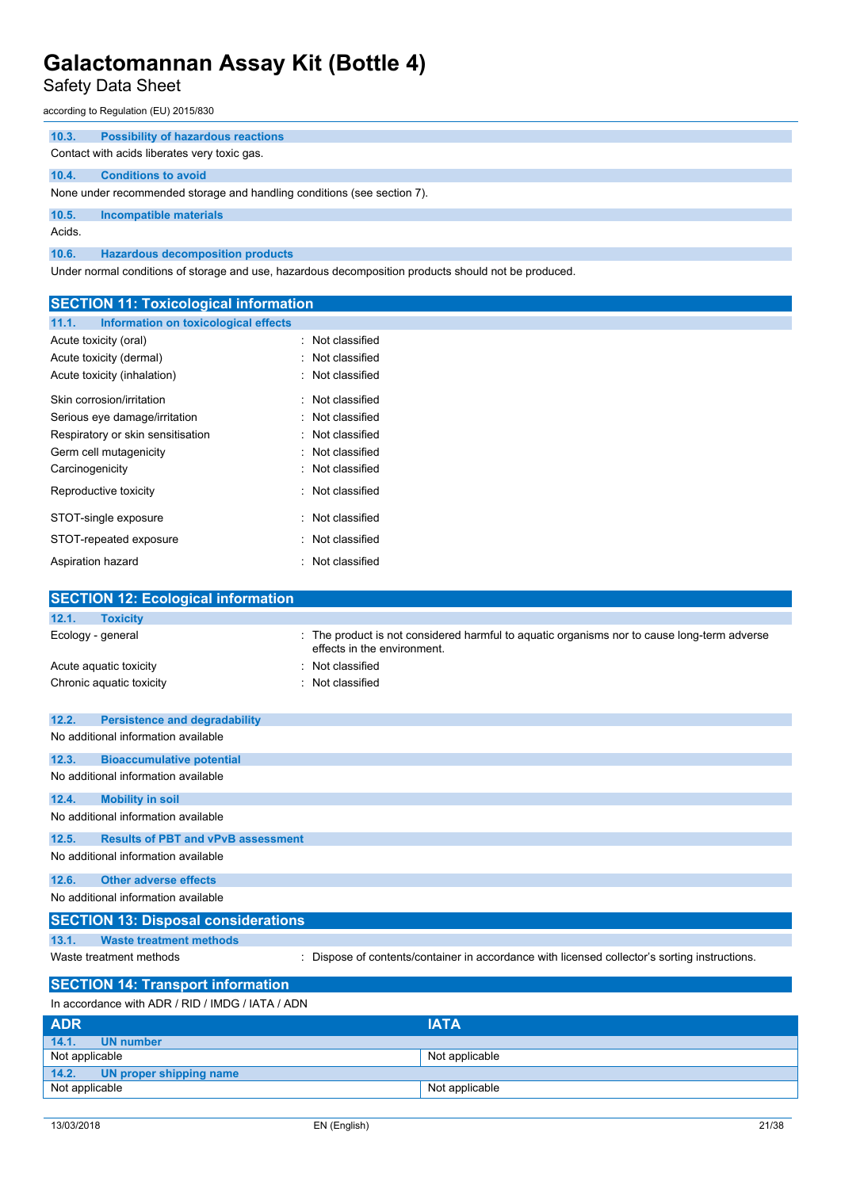#### 10.3. Possibility of hazardous reactions

Contact with acids liberates very toxic gas.

#### 10.4. Conditions to avoid

None under recommended storage and handling conditions (see section 7).

#### 10.5. Incompatible materials

Acids.

#### 10.6. Hazardous decomposition products

Under normal conditions of storage and use, hazardous decomposition products should not be produced.

## SECTION 11: Toxicological information

#### 11.1. Information on toxicological effects

| | |
|---|---|
| Acute toxicity (oral) | : Not classified |
| Acute toxicity (dermal) | : Not classified |
| Acute toxicity (inhalation) | : Not classified |
| Skin corrosion/irritation | : Not classified |
| Serious eye damage/irritation | : Not classified |
| Respiratory or skin sensitisation | : Not classified |
| Germ cell mutagenicity | : Not classified |
| Carcinogenicity | : Not classified |
| Reproductive toxicity | : Not classified |
| STOT-single exposure | : Not classified |
| STOT-repeated exposure | : Not classified |
| Aspiration hazard | : Not classified |

## SECTION 12: Ecological information

#### 12.1. Toxicity

| | |
|---|---|
| Ecology - general | : The product is not considered harmful to aquatic organisms nor to cause long-term adverse effects in the environment. |
| Acute aquatic toxicity | : Not classified |
| Chronic aquatic toxicity | : Not classified |

#### 12.2. Persistence and degradability

No additional information available

#### 12.3. Bioaccumulative potential

No additional information available

#### 12.4. Mobility in soil

No additional information available

#### 12.5. Results of PBT and vPvB assessment

No additional information available

#### 12.6. Other adverse effects

No additional information available

## SECTION 13: Disposal considerations

#### 13.1. Waste treatment methods

| | |
|---|---|
| Waste treatment methods | : Dispose of contents/container in accordance with licensed collector's sorting instructions. |

## SECTION 14: Transport information

In accordance with ADR / RID / IMDG / IATA / ADN

| ADR | IATA |
|---|---|
| **14.1. UN number** | |
| Not applicable | Not applicable |
| **14.2. UN proper shipping name** | |
| Not applicable | Not applicable |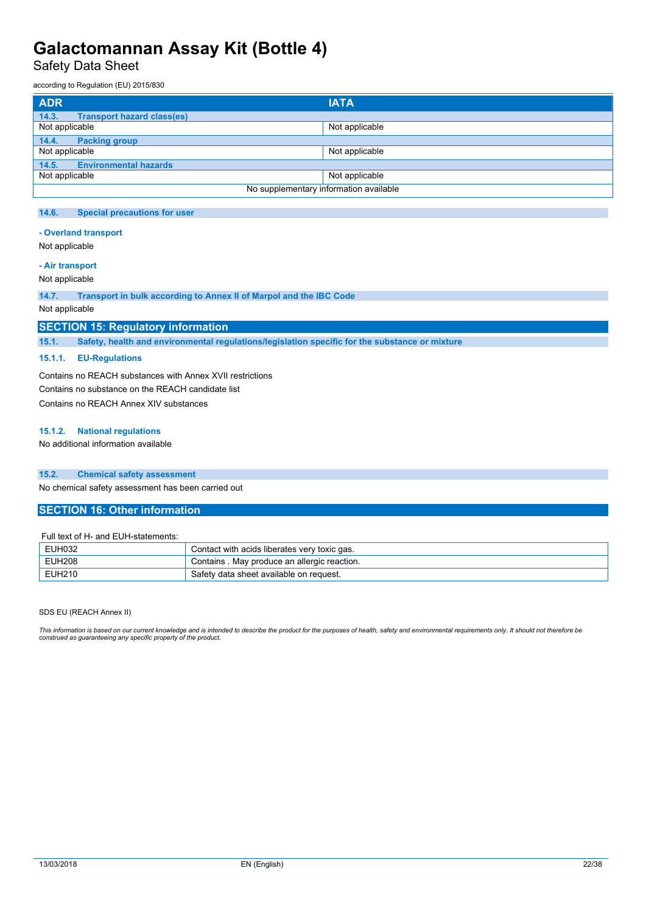| ADR | IATA |
|---|---|
| **14.3. Transport hazard class(es)** | |
| Not applicable | Not applicable |
| **14.4. Packing group** | |
| Not applicable | Not applicable |
| **14.5. Environmental hazards** | |
| Not applicable | Not applicable |
| No supplementary information available | |

### 14.6. Special precautions for user

**- Overland transport**

Not applicable

**- Air transport**

Not applicable

### 14.7. Transport in bulk according to Annex II of Marpol and the IBC Code

Not applicable

## SECTION 15: Regulatory information

### 15.1. Safety, health and environmental regulations/legislation specific for the substance or mixture

#### 15.1.1. EU-Regulations

Contains no REACH substances with Annex XVII restrictions

Contains no substance on the REACH candidate list

Contains no REACH Annex XIV substances

#### 15.1.2. National regulations

No additional information available

### 15.2. Chemical safety assessment

No chemical safety assessment has been carried out

## SECTION 16: Other information

Full text of H- and EUH-statements:

| | |
|---|---|
| EUH032 | Contact with acids liberates very toxic gas. |
| EUH208 | Contains . May produce an allergic reaction. |
| EUH210 | Safety data sheet available on request. |

SDS EU (REACH Annex II)

*This information is based on our current knowledge and is intended to describe the product for the purposes of health, safety and environmental requirements only. It should not therefore be construed as guaranteeing any specific property of the product.*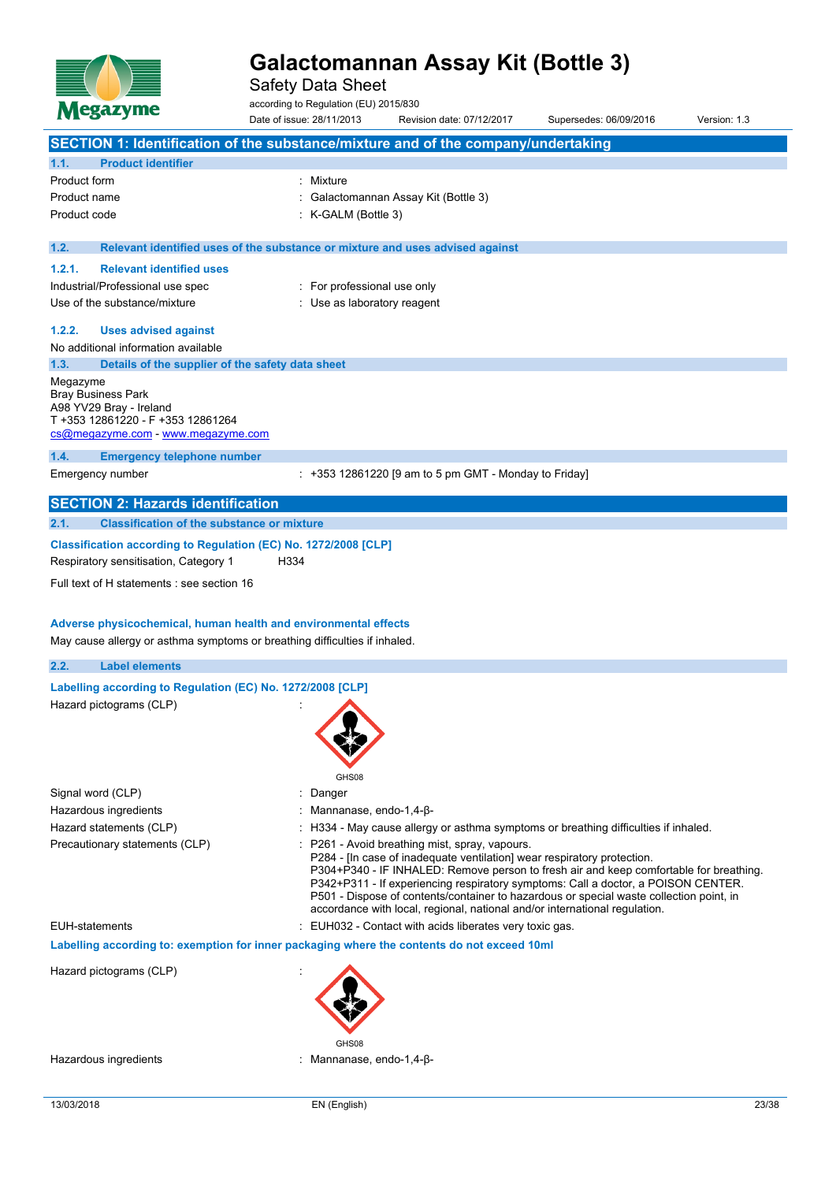# Galactomannan Assay Kit (Bottle 3)

Safety Data Sheet

according to Regulation (EU) 2015/830

Date of issue: 28/11/2013 Revision date: 07/12/2017 Supersedes: 06/09/2016 Version: 1.3

## SECTION 1: Identification of the substance/mixture and of the company/undertaking

### 1.1. Product identifier

| | |
|---|---|
| Product form | : Mixture |
| Product name | : Galactomannan Assay Kit (Bottle 3) |
| Product code | : K-GALM (Bottle 3) |

### 1.2. Relevant identified uses of the substance or mixture and uses advised against

#### 1.2.1. Relevant identified uses

| | |
|---|---|
| Industrial/Professional use spec | : For professional use only |
| Use of the substance/mixture | : Use as laboratory reagent |

#### 1.2.2. Uses advised against

No additional information available

### 1.3. Details of the supplier of the safety data sheet

Megazyme
Bray Business Park
A98 YV29 Bray - Ireland
T +353 12861220 - F +353 12861264
cs@megazyme.com - www.megazyme.com

### 1.4. Emergency telephone number

| | |
|---|---|
| Emergency number | : +353 12861220 [9 am to 5 pm GMT - Monday to Friday] |

## SECTION 2: Hazards identification

### 2.1. Classification of the substance or mixture

**Classification according to Regulation (EC) No. 1272/2008 [CLP]**

Respiratory sensitisation, Category 1 H334

Full text of H statements : see section 16

**Adverse physicochemical, human health and environmental effects**

May cause allergy or asthma symptoms or breathing difficulties if inhaled.

### 2.2. Label elements

**Labelling according to Regulation (EC) No. 1272/2008 [CLP]**

Hazard pictograms (CLP) :

GHS08

| | |
|---|---|
| Signal word (CLP) | : Danger |
| Hazardous ingredients | : Mannanase, endo-1,4-β- |
| Hazard statements (CLP) | : H334 - May cause allergy or asthma symptoms or breathing difficulties if inhaled. |
| Precautionary statements (CLP) | : P261 - Avoid breathing mist, spray, vapours.<br>P284 - [In case of inadequate ventilation] wear respiratory protection.<br>P304+P340 - IF INHALED: Remove person to fresh air and keep comfortable for breathing.<br>P342+P311 - If experiencing respiratory symptoms: Call a doctor, a POISON CENTER.<br>P501 - Dispose of contents/container to hazardous or special waste collection point, in accordance with local, regional, national and/or international regulation. |
| EUH-statements | : EUH032 - Contact with acids liberates very toxic gas. |

**Labelling according to: exemption for inner packaging where the contents do not exceed 10ml**

Hazard pictograms (CLP) :

GHS08

| | |
|---|---|
| Hazardous ingredients | : Mannanase, endo-1,4-β- |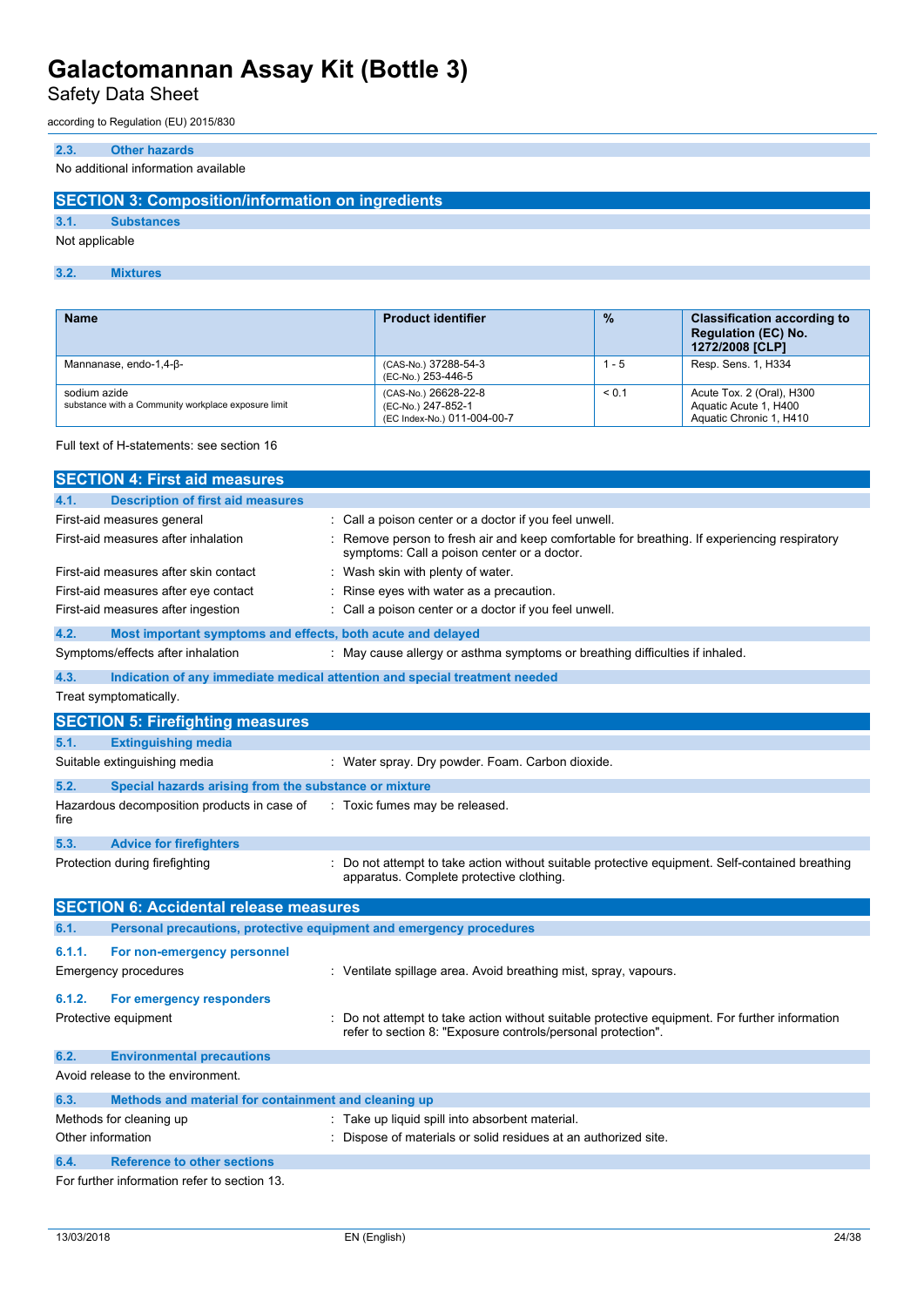### 2.3. Other hazards

No additional information available

## SECTION 3: Composition/information on ingredients

### 3.1. Substances

Not applicable

### 3.2. Mixtures

| Name | Product identifier | % | Classification according to Regulation (EC) No. 1272/2008 [CLP] |
|---|---|---|---|
| Mannanase, endo-1,4-β- | (CAS-No.) 37288-54-3<br>(EC-No.) 253-446-5 | 1 - 5 | Resp. Sens. 1, H334 |
| sodium azide<br>substance with a Community workplace exposure limit | (CAS-No.) 26628-22-8<br>(EC-No.) 247-852-1<br>(EC Index-No.) 011-004-00-7 | < 0.1 | Acute Tox. 2 (Oral), H300<br>Aquatic Acute 1, H400<br>Aquatic Chronic 1, H410 |

Full text of H-statements: see section 16

## SECTION 4: First aid measures

### 4.1. Description of first aid measures

- First-aid measures general : Call a poison center or a doctor if you feel unwell.
- First-aid measures after inhalation : Remove person to fresh air and keep comfortable for breathing. If experiencing respiratory symptoms: Call a poison center or a doctor.
- First-aid measures after skin contact : Wash skin with plenty of water.
- First-aid measures after eye contact : Rinse eyes with water as a precaution.
- First-aid measures after ingestion : Call a poison center or a doctor if you feel unwell.

### 4.2. Most important symptoms and effects, both acute and delayed

- Symptoms/effects after inhalation : May cause allergy or asthma symptoms or breathing difficulties if inhaled.

### 4.3. Indication of any immediate medical attention and special treatment needed

Treat symptomatically.

## SECTION 5: Firefighting measures

### 5.1. Extinguishing media

- Suitable extinguishing media : Water spray. Dry powder. Foam. Carbon dioxide.

### 5.2. Special hazards arising from the substance or mixture

- Hazardous decomposition products in case of fire : Toxic fumes may be released.

### 5.3. Advice for firefighters

- Protection during firefighting : Do not attempt to take action without suitable protective equipment. Self-contained breathing apparatus. Complete protective clothing.

## SECTION 6: Accidental release measures

### 6.1. Personal precautions, protective equipment and emergency procedures

#### 6.1.1. For non-emergency personnel

- Emergency procedures : Ventilate spillage area. Avoid breathing mist, spray, vapours.

#### 6.1.2. For emergency responders

- Protective equipment : Do not attempt to take action without suitable protective equipment. For further information refer to section 8: "Exposure controls/personal protection".

### 6.2. Environmental precautions

Avoid release to the environment.

### 6.3. Methods and material for containment and cleaning up

- Methods for cleaning up : Take up liquid spill into absorbent material.
- Other information : Dispose of materials or solid residues at an authorized site.

### 6.4. Reference to other sections

For further information refer to section 13.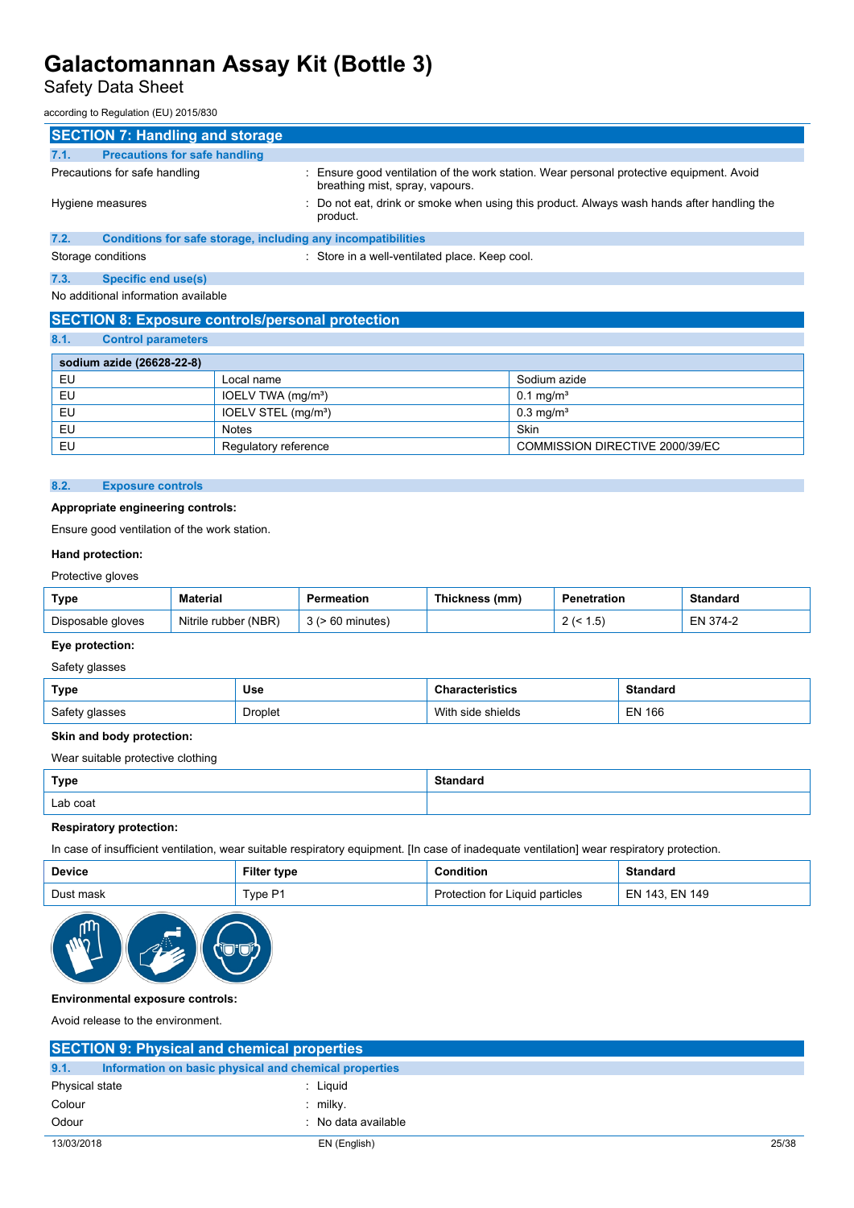# Galactomannan Assay Kit (Bottle 3)

Safety Data Sheet

according to Regulation (EU) 2015/830

## SECTION 7: Handling and storage

### 7.1. Precautions for safe handling

Precautions for safe handling : Ensure good ventilation of the work station. Wear personal protective equipment. Avoid breathing mist, spray, vapours.

Hygiene measures : Do not eat, drink or smoke when using this product. Always wash hands after handling the product.

### 7.2. Conditions for safe storage, including any incompatibilities

Storage conditions : Store in a well-ventilated place. Keep cool.

### 7.3. Specific end use(s)

No additional information available

## SECTION 8: Exposure controls/personal protection

### 8.1. Control parameters

| sodium azide (26628-22-8) | | |
|---|---|---|
| EU | Local name | Sodium azide |
| EU | IOELV TWA (mg/m³) | 0.1 mg/m³ |
| EU | IOELV STEL (mg/m³) | 0.3 mg/m³ |
| EU | Notes | Skin |
| EU | Regulatory reference | COMMISSION DIRECTIVE 2000/39/EC |

### 8.2. Exposure controls

**Appropriate engineering controls:**

Ensure good ventilation of the work station.

**Hand protection:**

Protective gloves

| Type | Material | Permeation | Thickness (mm) | Penetration | Standard |
|---|---|---|---|---|---|
| Disposable gloves | Nitrile rubber (NBR) | 3 (> 60 minutes) | | 2 (< 1.5) | EN 374-2 |

**Eye protection:**

Safety glasses

| Type | Use | Characteristics | Standard |
|---|---|---|---|
| Safety glasses | Droplet | With side shields | EN 166 |

**Skin and body protection:**

Wear suitable protective clothing

| Type | Standard |
|---|---|
| Lab coat | |

**Respiratory protection:**

In case of insufficient ventilation, wear suitable respiratory equipment. [In case of inadequate ventilation] wear respiratory protection.

| Device | Filter type | Condition | Standard |
|---|---|---|---|
| Dust mask | Type P1 | Protection for Liquid particles | EN 143, EN 149 |

**Environmental exposure controls:**

Avoid release to the environment.

## SECTION 9: Physical and chemical properties

### 9.1. Information on basic physical and chemical properties

Physical state : Liquid

Colour : milky.

Odour : No data available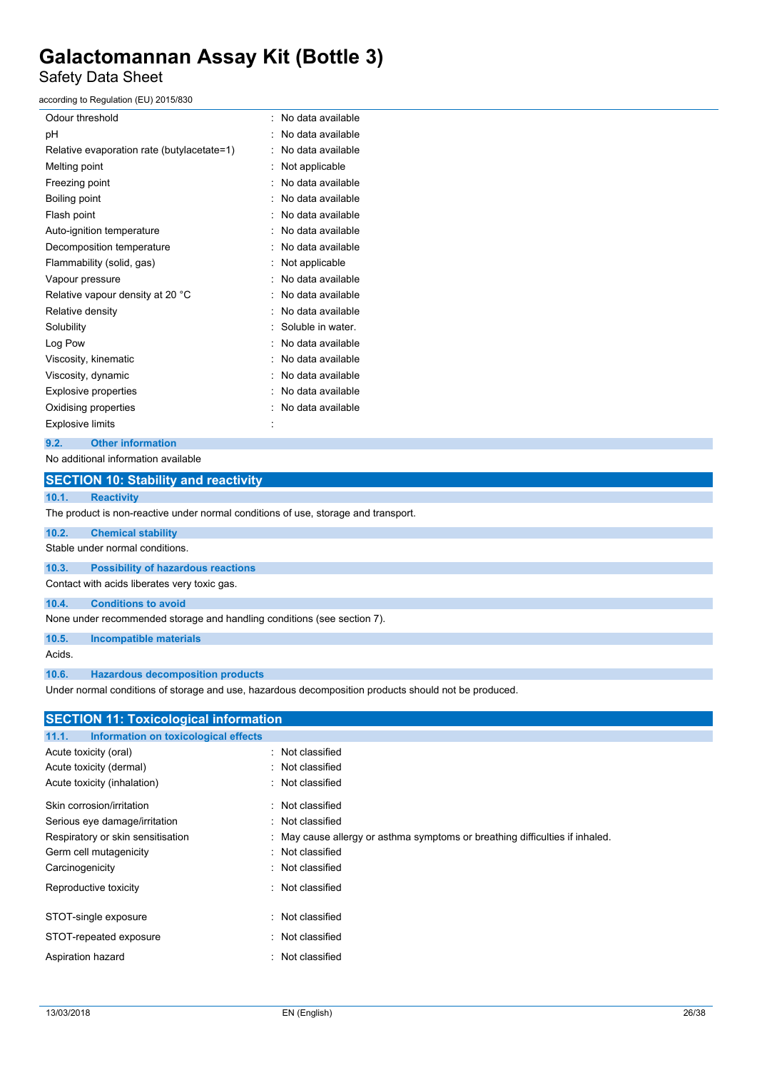| | |
|---|---|
| Odour threshold | : No data available |
| pH | : No data available |
| Relative evaporation rate (butylacetate=1) | : No data available |
| Melting point | : Not applicable |
| Freezing point | : No data available |
| Boiling point | : No data available |
| Flash point | : No data available |
| Auto-ignition temperature | : No data available |
| Decomposition temperature | : No data available |
| Flammability (solid, gas) | : Not applicable |
| Vapour pressure | : No data available |
| Relative vapour density at 20 °C | : No data available |
| Relative density | : No data available |
| Solubility | : Soluble in water. |
| Log Pow | : No data available |
| Viscosity, kinematic | : No data available |
| Viscosity, dynamic | : No data available |
| Explosive properties | : No data available |
| Oxidising properties | : No data available |
| Explosive limits | : |

### 9.2. Other information

No additional information available

## SECTION 10: Stability and reactivity

### 10.1. Reactivity

The product is non-reactive under normal conditions of use, storage and transport.

### 10.2. Chemical stability

Stable under normal conditions.

### 10.3. Possibility of hazardous reactions

Contact with acids liberates very toxic gas.

### 10.4. Conditions to avoid

None under recommended storage and handling conditions (see section 7).

### 10.5. Incompatible materials

Acids.

### 10.6. Hazardous decomposition products

Under normal conditions of storage and use, hazardous decomposition products should not be produced.

## SECTION 11: Toxicological information

### 11.1. Information on toxicological effects

| | |
|---|---|
| Acute toxicity (oral) | : Not classified |
| Acute toxicity (dermal) | : Not classified |
| Acute toxicity (inhalation) | : Not classified |
| Skin corrosion/irritation | : Not classified |
| Serious eye damage/irritation | : Not classified |
| Respiratory or skin sensitisation | : May cause allergy or asthma symptoms or breathing difficulties if inhaled. |
| Germ cell mutagenicity | : Not classified |
| Carcinogenicity | : Not classified |
| Reproductive toxicity | : Not classified |
| STOT-single exposure | : Not classified |
| STOT-repeated exposure | : Not classified |
| Aspiration hazard | : Not classified |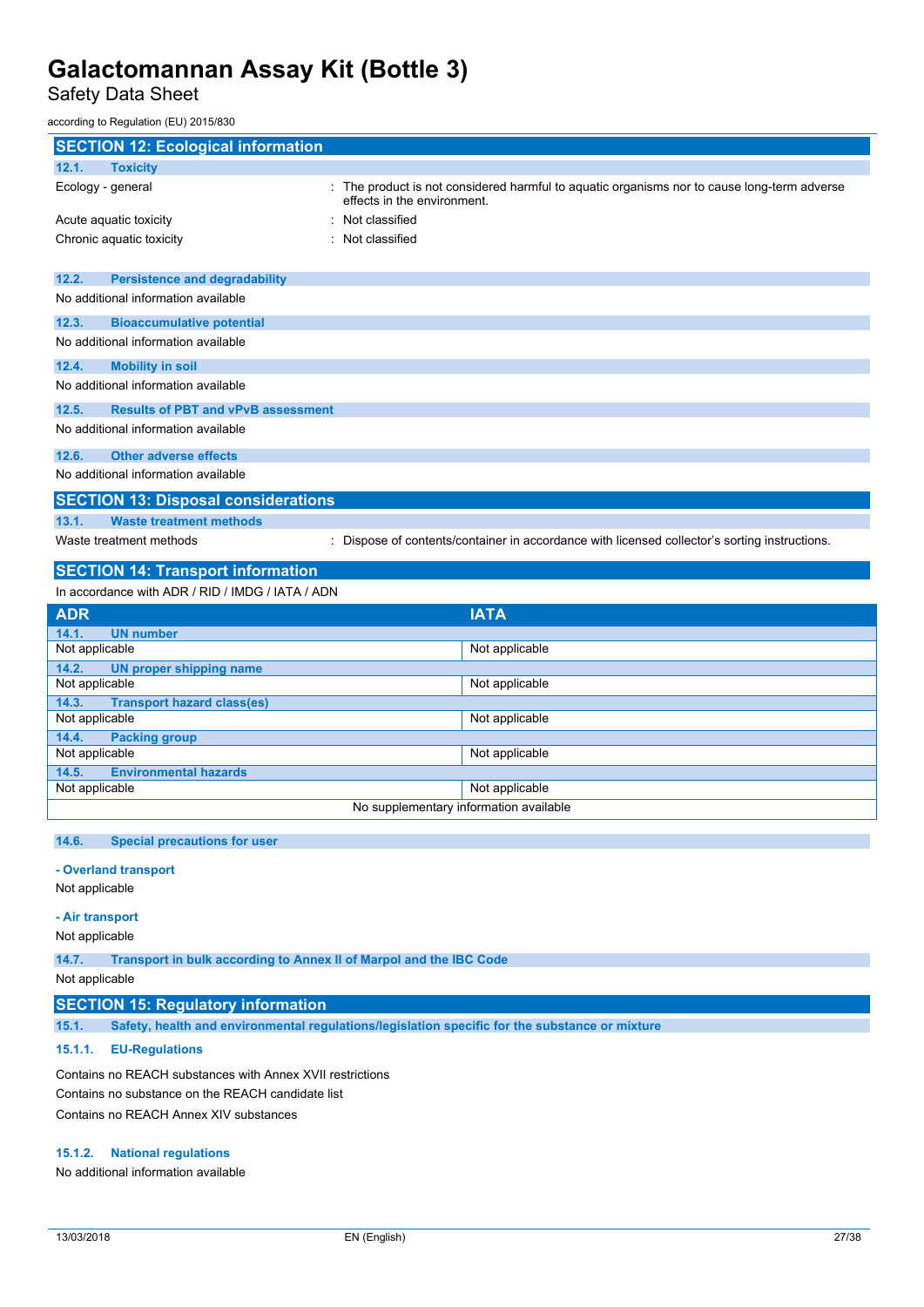## SECTION 12: Ecological information

### 12.1. Toxicity

| | |
|---|---|
| Ecology - general | : The product is not considered harmful to aquatic organisms nor to cause long-term adverse effects in the environment. |
| Acute aquatic toxicity | : Not classified |
| Chronic aquatic toxicity | : Not classified |

### 12.2. Persistence and degradability

No additional information available

### 12.3. Bioaccumulative potential

No additional information available

### 12.4. Mobility in soil

No additional information available

### 12.5. Results of PBT and vPvB assessment

No additional information available

### 12.6. Other adverse effects

No additional information available

## SECTION 13: Disposal considerations

### 13.1. Waste treatment methods

| | |
|---|---|
| Waste treatment methods | : Dispose of contents/container in accordance with licensed collector's sorting instructions. |

## SECTION 14: Transport information

In accordance with ADR / RID / IMDG / IATA / ADN

| ADR | IATA |
|---|---|
| **14.1. UN number** | |
| Not applicable | Not applicable |
| **14.2. UN proper shipping name** | |
| Not applicable | Not applicable |
| **14.3. Transport hazard class(es)** | |
| Not applicable | Not applicable |
| **14.4. Packing group** | |
| Not applicable | Not applicable |
| **14.5. Environmental hazards** | |
| Not applicable | Not applicable |
| No supplementary information available | |

### 14.6. Special precautions for user

**- Overland transport**

Not applicable

**- Air transport**

Not applicable

### 14.7. Transport in bulk according to Annex II of Marpol and the IBC Code

Not applicable

## SECTION 15: Regulatory information

### 15.1. Safety, health and environmental regulations/legislation specific for the substance or mixture

#### 15.1.1. EU-Regulations

Contains no REACH substances with Annex XVII restrictions

Contains no substance on the REACH candidate list

Contains no REACH Annex XIV substances

#### 15.1.2. National regulations

No additional information available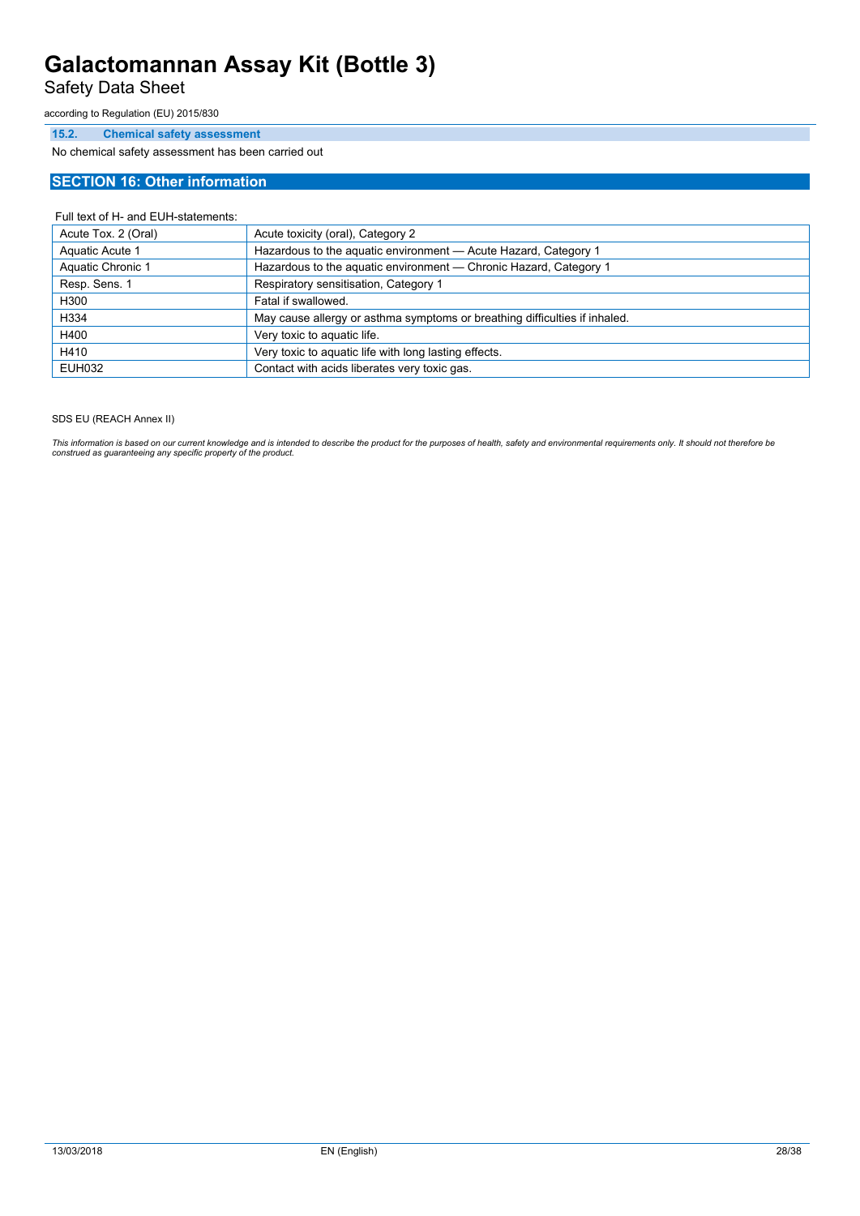### 15.2. Chemical safety assessment

No chemical safety assessment has been carried out

## SECTION 16: Other information

Full text of H- and EUH-statements:

| | |
|---|---|
| Acute Tox. 2 (Oral) | Acute toxicity (oral), Category 2 |
| Aquatic Acute 1 | Hazardous to the aquatic environment — Acute Hazard, Category 1 |
| Aquatic Chronic 1 | Hazardous to the aquatic environment — Chronic Hazard, Category 1 |
| Resp. Sens. 1 | Respiratory sensitisation, Category 1 |
| H300 | Fatal if swallowed. |
| H334 | May cause allergy or asthma symptoms or breathing difficulties if inhaled. |
| H400 | Very toxic to aquatic life. |
| H410 | Very toxic to aquatic life with long lasting effects. |
| EUH032 | Contact with acids liberates very toxic gas. |

SDS EU (REACH Annex II)

*This information is based on our current knowledge and is intended to describe the product for the purposes of health, safety and environmental requirements only. It should not therefore be construed as guaranteeing any specific property of the product.*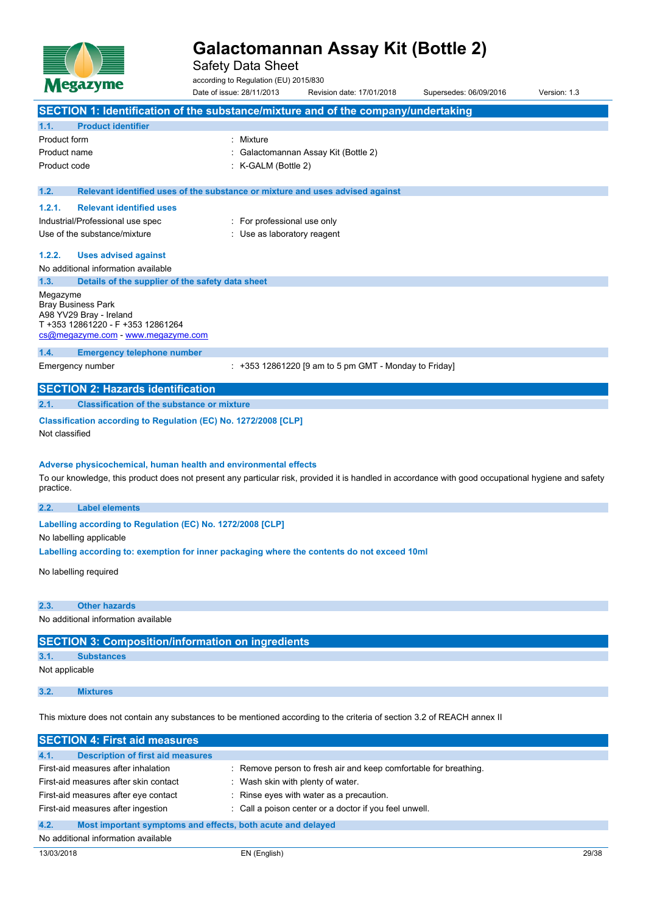# Galactomannan Assay Kit (Bottle 2)

Safety Data Sheet

according to Regulation (EU) 2015/830

Date of issue: 28/11/2013 Revision date: 17/01/2018 Supersedes: 06/09/2016 Version: 1.3

## SECTION 1: Identification of the substance/mixture and of the company/undertaking

### 1.1. Product identifier

| | |
|---|---|
| Product form | : Mixture |
| Product name | : Galactomannan Assay Kit (Bottle 2) |
| Product code | : K-GALM (Bottle 2) |

### 1.2. Relevant identified uses of the substance or mixture and uses advised against

#### 1.2.1. Relevant identified uses

| | |
|---|---|
| Industrial/Professional use spec | : For professional use only |
| Use of the substance/mixture | : Use as laboratory reagent |

#### 1.2.2. Uses advised against

No additional information available

### 1.3. Details of the supplier of the safety data sheet

Megazyme
Bray Business Park
A98 YV29 Bray - Ireland
T +353 12861220 - F +353 12861264
cs@megazyme.com - www.megazyme.com

### 1.4. Emergency telephone number

| | |
|---|---|
| Emergency number | : +353 12861220 [9 am to 5 pm GMT - Monday to Friday] |

## SECTION 2: Hazards identification

### 2.1. Classification of the substance or mixture

**Classification according to Regulation (EC) No. 1272/2008 [CLP]**

Not classified

**Adverse physicochemical, human health and environmental effects**

To our knowledge, this product does not present any particular risk, provided it is handled in accordance with good occupational hygiene and safety practice.

### 2.2. Label elements

**Labelling according to Regulation (EC) No. 1272/2008 [CLP]**

No labelling applicable

**Labelling according to: exemption for inner packaging where the contents do not exceed 10ml**

No labelling required

### 2.3. Other hazards

No additional information available

## SECTION 3: Composition/information on ingredients

### 3.1. Substances

Not applicable

### 3.2. Mixtures

This mixture does not contain any substances to be mentioned according to the criteria of section 3.2 of REACH annex II

## SECTION 4: First aid measures

### 4.1. Description of first aid measures

| | |
|---|---|
| First-aid measures after inhalation | : Remove person to fresh air and keep comfortable for breathing. |
| First-aid measures after skin contact | : Wash skin with plenty of water. |
| First-aid measures after eye contact | : Rinse eyes with water as a precaution. |
| First-aid measures after ingestion | : Call a poison center or a doctor if you feel unwell. |

### 4.2. Most important symptoms and effects, both acute and delayed

No additional information available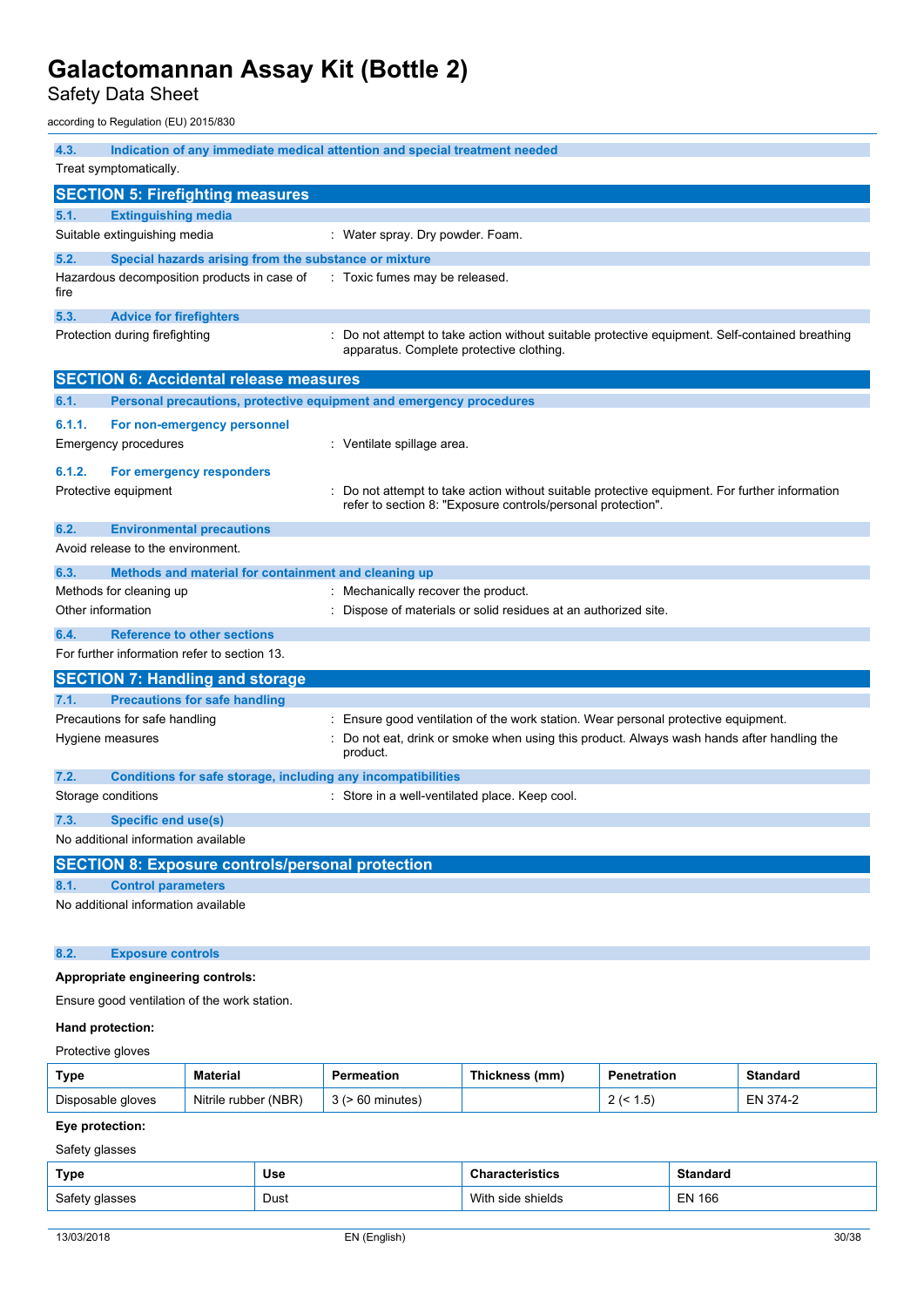#### 4.3. Indication of any immediate medical attention and special treatment needed

Treat symptomatically.

## SECTION 5: Firefighting measures

#### 5.1. Extinguishing media

Suitable extinguishing media : Water spray. Dry powder. Foam.

#### 5.2. Special hazards arising from the substance or mixture

Hazardous decomposition products in case of fire : Toxic fumes may be released.

#### 5.3. Advice for firefighters

Protection during firefighting : Do not attempt to take action without suitable protective equipment. Self-contained breathing apparatus. Complete protective clothing.

## SECTION 6: Accidental release measures

#### 6.1. Personal precautions, protective equipment and emergency procedures

##### 6.1.1. For non-emergency personnel

Emergency procedures : Ventilate spillage area.

##### 6.1.2. For emergency responders

Protective equipment : Do not attempt to take action without suitable protective equipment. For further information refer to section 8: "Exposure controls/personal protection".

#### 6.2. Environmental precautions

Avoid release to the environment.

#### 6.3. Methods and material for containment and cleaning up

Methods for cleaning up : Mechanically recover the product.

Other information : Dispose of materials or solid residues at an authorized site.

#### 6.4. Reference to other sections

For further information refer to section 13.

## SECTION 7: Handling and storage

#### 7.1. Precautions for safe handling

Precautions for safe handling : Ensure good ventilation of the work station. Wear personal protective equipment.

Hygiene measures : Do not eat, drink or smoke when using this product. Always wash hands after handling the product.

#### 7.2. Conditions for safe storage, including any incompatibilities

Storage conditions : Store in a well-ventilated place. Keep cool.

#### 7.3. Specific end use(s)

No additional information available

## SECTION 8: Exposure controls/personal protection

#### 8.1. Control parameters

No additional information available

#### 8.2. Exposure controls

**Appropriate engineering controls:**

Ensure good ventilation of the work station.

**Hand protection:**

Protective gloves

| Type | Material | Permeation | Thickness (mm) | Penetration | Standard |
|---|---|---|---|---|---|
| Disposable gloves | Nitrile rubber (NBR) | 3 (> 60 minutes) | | 2 (< 1.5) | EN 374-2 |

**Eye protection:**

Safety glasses

| Type | Use | Characteristics | Standard |
|---|---|---|---|
| Safety glasses | Dust | With side shields | EN 166 |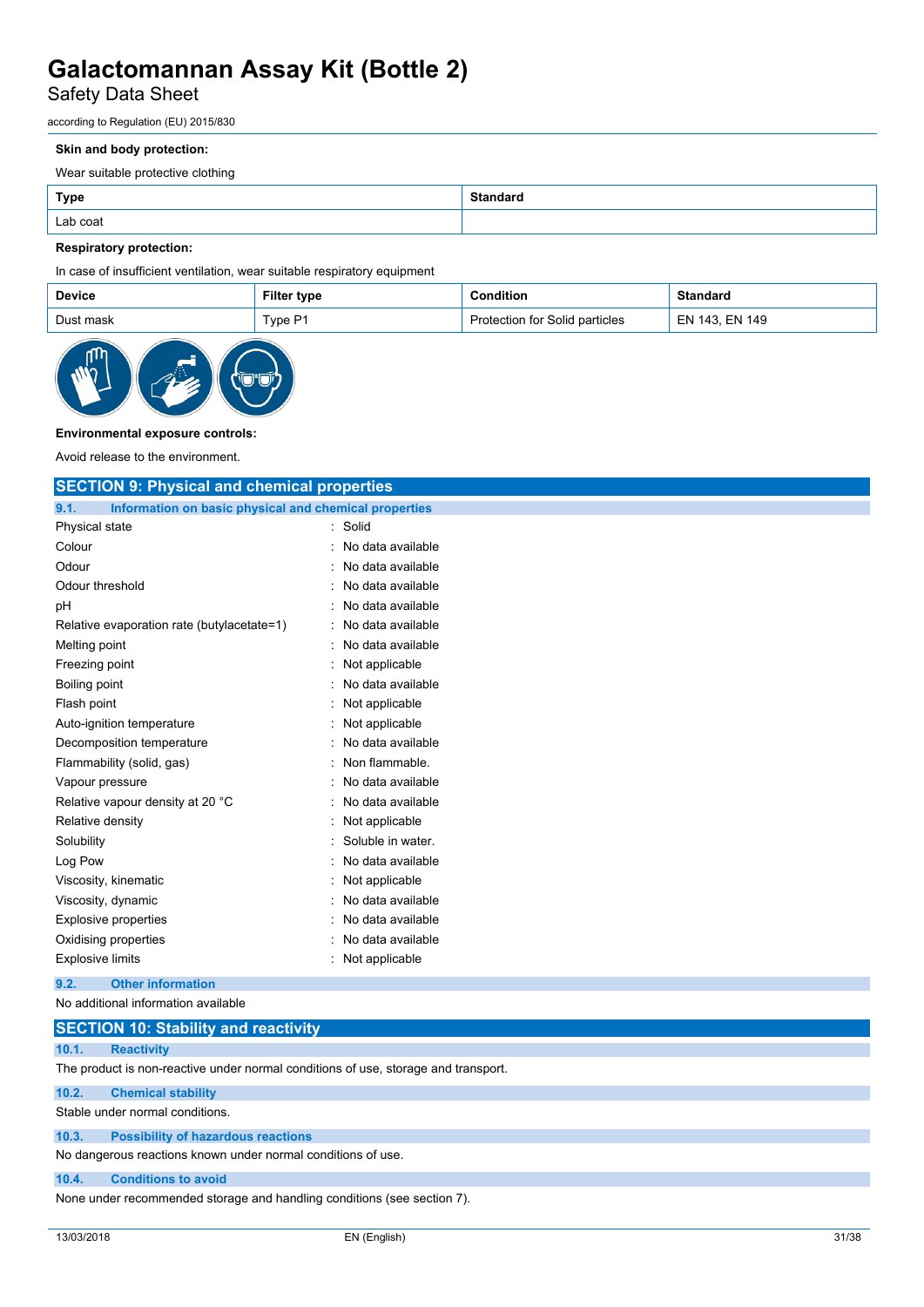**Skin and body protection:**

Wear suitable protective clothing

| Type | Standard |
|---|---|
| Lab coat | |

**Respiratory protection:**

In case of insufficient ventilation, wear suitable respiratory equipment

| Device | Filter type | Condition | Standard |
|---|---|---|---|
| Dust mask | Type P1 | Protection for Solid particles | EN 143, EN 149 |

**Environmental exposure controls:**

Avoid release to the environment.

## SECTION 9: Physical and chemical properties

### 9.1. Information on basic physical and chemical properties

| | |
|---|---|
| Physical state | : Solid |
| Colour | : No data available |
| Odour | : No data available |
| Odour threshold | : No data available |
| pH | : No data available |
| Relative evaporation rate (butylacetate=1) | : No data available |
| Melting point | : No data available |
| Freezing point | : Not applicable |
| Boiling point | : No data available |
| Flash point | : Not applicable |
| Auto-ignition temperature | : Not applicable |
| Decomposition temperature | : No data available |
| Flammability (solid, gas) | : Non flammable. |
| Vapour pressure | : No data available |
| Relative vapour density at 20 °C | : No data available |
| Relative density | : Not applicable |
| Solubility | : Soluble in water. |
| Log Pow | : No data available |
| Viscosity, kinematic | : Not applicable |
| Viscosity, dynamic | : No data available |
| Explosive properties | : No data available |
| Oxidising properties | : No data available |
| Explosive limits | : Not applicable |

### 9.2. Other information

No additional information available

## SECTION 10: Stability and reactivity

### 10.1. Reactivity

The product is non-reactive under normal conditions of use, storage and transport.

### 10.2. Chemical stability

Stable under normal conditions.

### 10.3. Possibility of hazardous reactions

No dangerous reactions known under normal conditions of use.

### 10.4. Conditions to avoid

None under recommended storage and handling conditions (see section 7).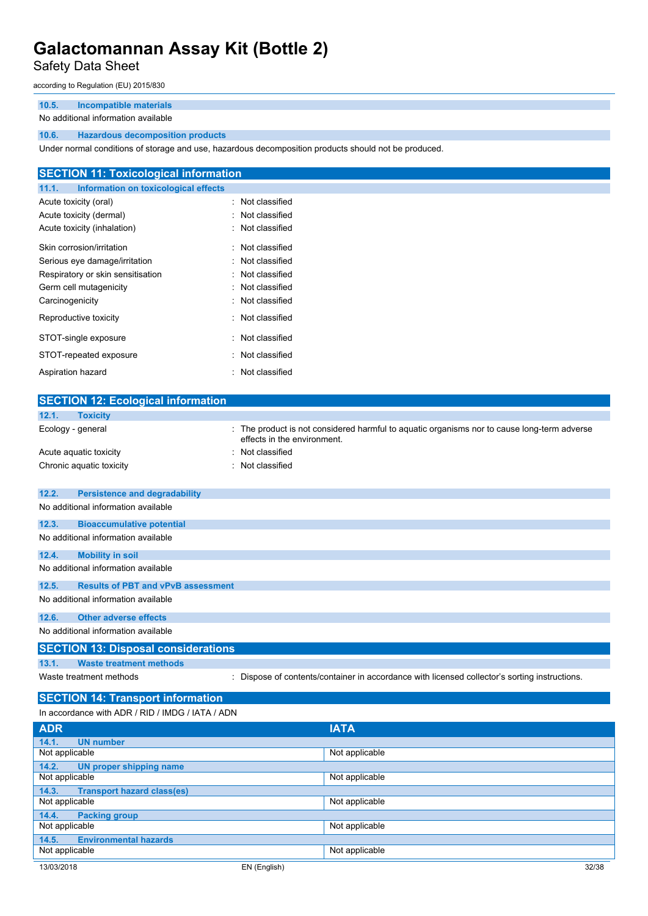### 10.5. Incompatible materials

No additional information available

### 10.6. Hazardous decomposition products

Under normal conditions of storage and use, hazardous decomposition products should not be produced.

## SECTION 11: Toxicological information

### 11.1. Information on toxicological effects

| | |
|---|---|
| Acute toxicity (oral) | : Not classified |
| Acute toxicity (dermal) | : Not classified |
| Acute toxicity (inhalation) | : Not classified |
| Skin corrosion/irritation | : Not classified |
| Serious eye damage/irritation | : Not classified |
| Respiratory or skin sensitisation | : Not classified |
| Germ cell mutagenicity | : Not classified |
| Carcinogenicity | : Not classified |
| Reproductive toxicity | : Not classified |
| STOT-single exposure | : Not classified |
| STOT-repeated exposure | : Not classified |
| Aspiration hazard | : Not classified |

## SECTION 12: Ecological information

### 12.1. Toxicity

| | |
|---|---|
| Ecology - general | : The product is not considered harmful to aquatic organisms nor to cause long-term adverse effects in the environment. |
| Acute aquatic toxicity | : Not classified |
| Chronic aquatic toxicity | : Not classified |

### 12.2. Persistence and degradability

No additional information available

### 12.3. Bioaccumulative potential

No additional information available

### 12.4. Mobility in soil

No additional information available

### 12.5. Results of PBT and vPvB assessment

No additional information available

### 12.6. Other adverse effects

No additional information available

## SECTION 13: Disposal considerations

### 13.1. Waste treatment methods

| | |
|---|---|
| Waste treatment methods | : Dispose of contents/container in accordance with licensed collector's sorting instructions. |

## SECTION 14: Transport information

In accordance with ADR / RID / IMDG / IATA / ADN

| ADR | IATA |
|---|---|
| **14.1. UN number** | |
| Not applicable | Not applicable |
| **14.2. UN proper shipping name** | |
| Not applicable | Not applicable |
| **14.3. Transport hazard class(es)** | |
| Not applicable | Not applicable |
| **14.4. Packing group** | |
| Not applicable | Not applicable |
| **14.5. Environmental hazards** | |
| Not applicable | Not applicable |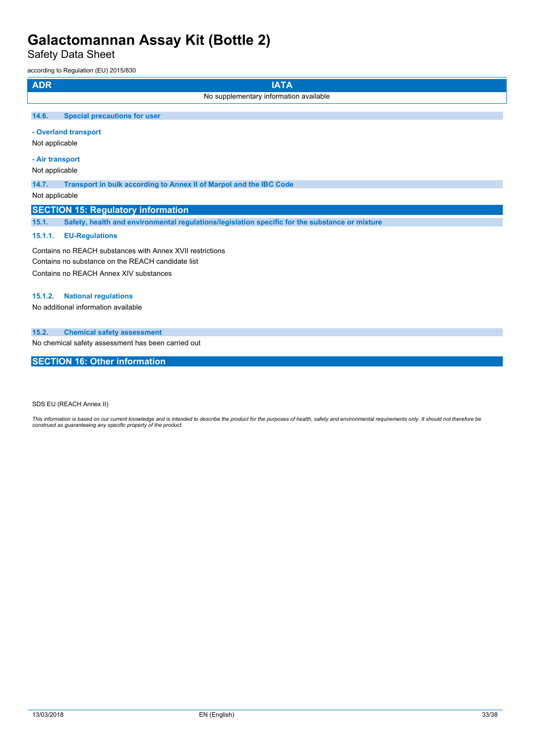| ADR | IATA |
|---|---|
| No supplementary information available | |

### 14.6. Special precautions for user

**- Overland transport**

Not applicable

**- Air transport**

Not applicable

### 14.7. Transport in bulk according to Annex II of Marpol and the IBC Code

Not applicable

## SECTION 15: Regulatory information

### 15.1. Safety, health and environmental regulations/legislation specific for the substance or mixture

#### 15.1.1. EU-Regulations

Contains no REACH substances with Annex XVII restrictions

Contains no substance on the REACH candidate list

Contains no REACH Annex XIV substances

#### 15.1.2. National regulations

No additional information available

### 15.2. Chemical safety assessment

No chemical safety assessment has been carried out

## SECTION 16: Other information

SDS EU (REACH Annex II)

*This information is based on our current knowledge and is intended to describe the product for the purposes of health, safety and environmental requirements only. It should not therefore be construed as guaranteeing any specific property of the product.*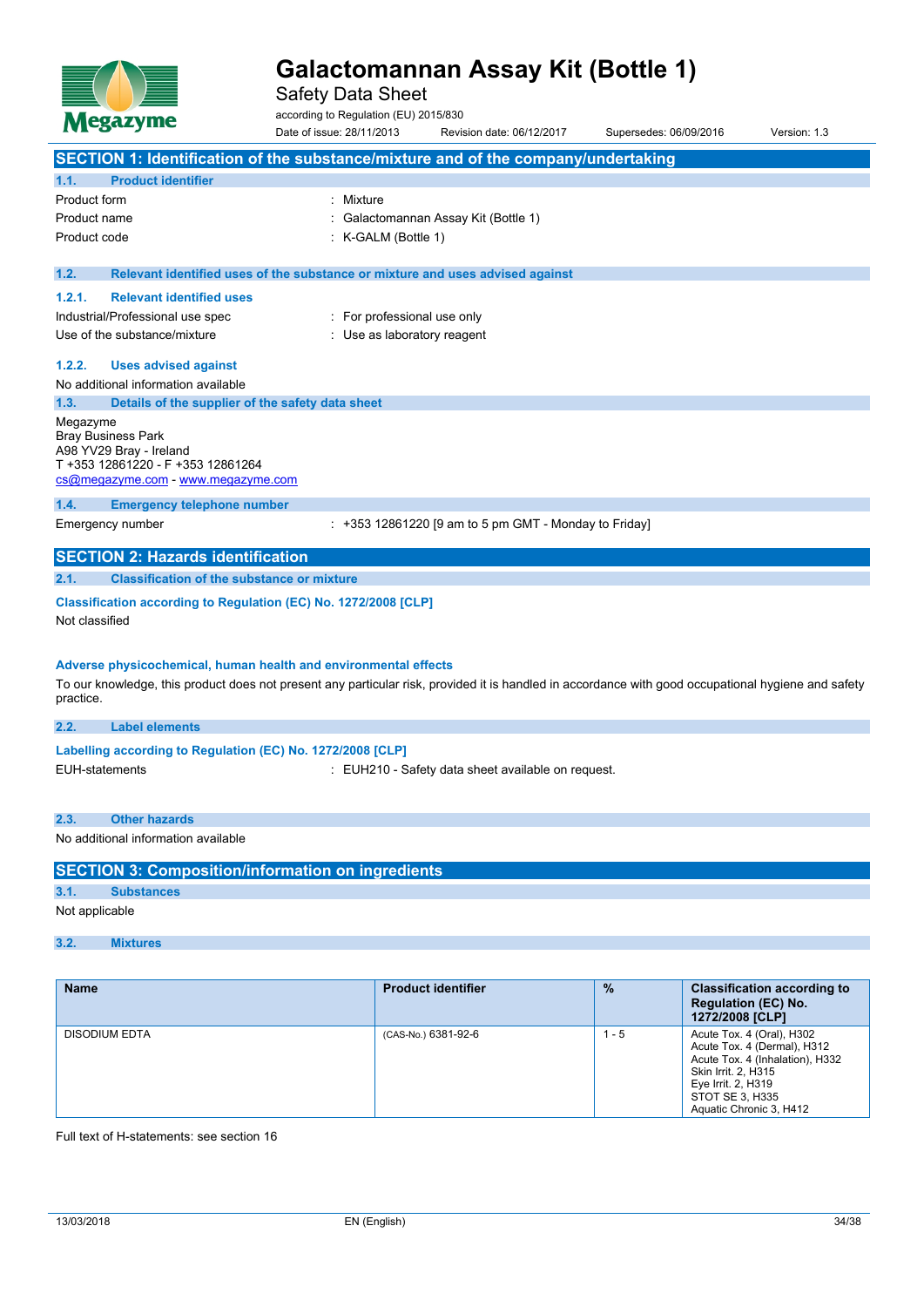# Galactomannan Assay Kit (Bottle 1)

Safety Data Sheet

according to Regulation (EU) 2015/830

Date of issue: 28/11/2013 Revision date: 06/12/2017 Supersedes: 06/09/2016 Version: 1.3

## SECTION 1: Identification of the substance/mixture and of the company/undertaking

### 1.1. Product identifier

| | |
|---|---|
| Product form | : Mixture |
| Product name | : Galactomannan Assay Kit (Bottle 1) |
| Product code | : K-GALM (Bottle 1) |

### 1.2. Relevant identified uses of the substance or mixture and uses advised against

#### 1.2.1. Relevant identified uses

| | |
|---|---|
| Industrial/Professional use spec | : For professional use only |
| Use of the substance/mixture | : Use as laboratory reagent |

#### 1.2.2. Uses advised against

No additional information available

### 1.3. Details of the supplier of the safety data sheet

Megazyme
Bray Business Park
A98 YV29 Bray - Ireland
T +353 12861220 - F +353 12861264
cs@megazyme.com - www.megazyme.com

### 1.4. Emergency telephone number

| | |
|---|---|
| Emergency number | : +353 12861220 [9 am to 5 pm GMT - Monday to Friday] |

## SECTION 2: Hazards identification

### 2.1. Classification of the substance or mixture

**Classification according to Regulation (EC) No. 1272/2008 [CLP]**

Not classified

**Adverse physicochemical, human health and environmental effects**

To our knowledge, this product does not present any particular risk, provided it is handled in accordance with good occupational hygiene and safety practice.

### 2.2. Label elements

**Labelling according to Regulation (EC) No. 1272/2008 [CLP]**

| | |
|---|---|
| EUH-statements | : EUH210 - Safety data sheet available on request. |

### 2.3. Other hazards

No additional information available

## SECTION 3: Composition/information on ingredients

### 3.1. Substances

Not applicable

### 3.2. Mixtures

| Name | Product identifier | % | Classification according to Regulation (EC) No. 1272/2008 [CLP] |
|---|---|---|---|
| DISODIUM EDTA | (CAS-No.) 6381-92-6 | 1 - 5 | Acute Tox. 4 (Oral), H302<br>Acute Tox. 4 (Dermal), H312<br>Acute Tox. 4 (Inhalation), H332<br>Skin Irrit. 2, H315<br>Eye Irrit. 2, H319<br>STOT SE 3, H335<br>Aquatic Chronic 3, H412 |

Full text of H-statements: see section 16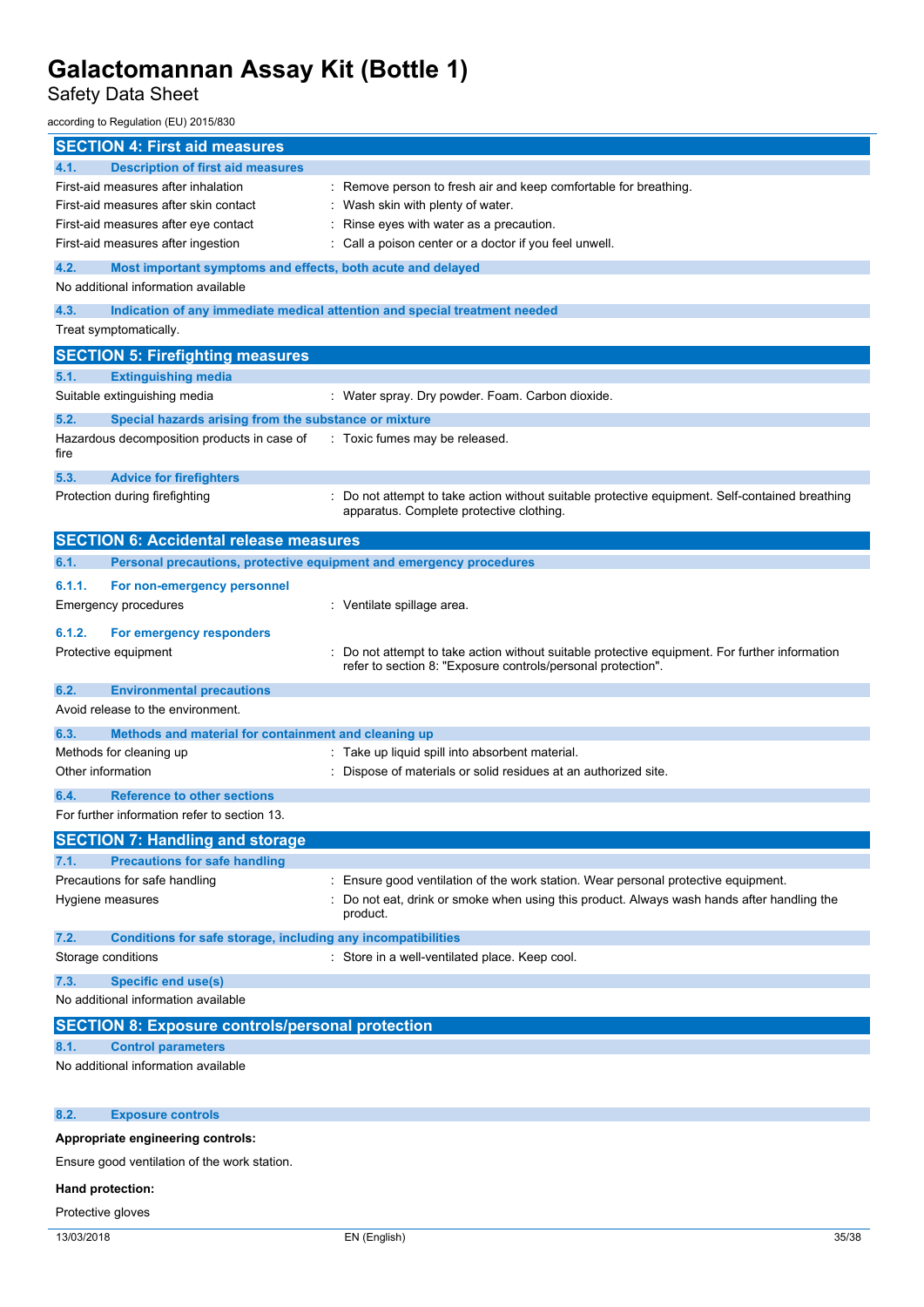## SECTION 4: First aid measures

### 4.1. Description of first aid measures

First-aid measures after inhalation : Remove person to fresh air and keep comfortable for breathing.

First-aid measures after skin contact : Wash skin with plenty of water.

First-aid measures after eye contact : Rinse eyes with water as a precaution.

First-aid measures after ingestion : Call a poison center or a doctor if you feel unwell.

### 4.2. Most important symptoms and effects, both acute and delayed

No additional information available

### 4.3. Indication of any immediate medical attention and special treatment needed

Treat symptomatically.

## SECTION 5: Firefighting measures

### 5.1. Extinguishing media

Suitable extinguishing media : Water spray. Dry powder. Foam. Carbon dioxide.

### 5.2. Special hazards arising from the substance or mixture

Hazardous decomposition products in case of fire : Toxic fumes may be released.

### 5.3. Advice for firefighters

Protection during firefighting : Do not attempt to take action without suitable protective equipment. Self-contained breathing apparatus. Complete protective clothing.

## SECTION 6: Accidental release measures

### 6.1. Personal precautions, protective equipment and emergency procedures

#### 6.1.1. For non-emergency personnel

Emergency procedures : Ventilate spillage area.

#### 6.1.2. For emergency responders

Protective equipment : Do not attempt to take action without suitable protective equipment. For further information refer to section 8: "Exposure controls/personal protection".

### 6.2. Environmental precautions

Avoid release to the environment.

### 6.3. Methods and material for containment and cleaning up

Methods for cleaning up : Take up liquid spill into absorbent material.

Other information : Dispose of materials or solid residues at an authorized site.

### 6.4. Reference to other sections

For further information refer to section 13.

## SECTION 7: Handling and storage

### 7.1. Precautions for safe handling

Precautions for safe handling : Ensure good ventilation of the work station. Wear personal protective equipment.

Hygiene measures : Do not eat, drink or smoke when using this product. Always wash hands after handling the product.

### 7.2. Conditions for safe storage, including any incompatibilities

Storage conditions : Store in a well-ventilated place. Keep cool.

### 7.3. Specific end use(s)

No additional information available

## SECTION 8: Exposure controls/personal protection

### 8.1. Control parameters

No additional information available

### 8.2. Exposure controls

**Appropriate engineering controls:**

Ensure good ventilation of the work station.

**Hand protection:**

Protective gloves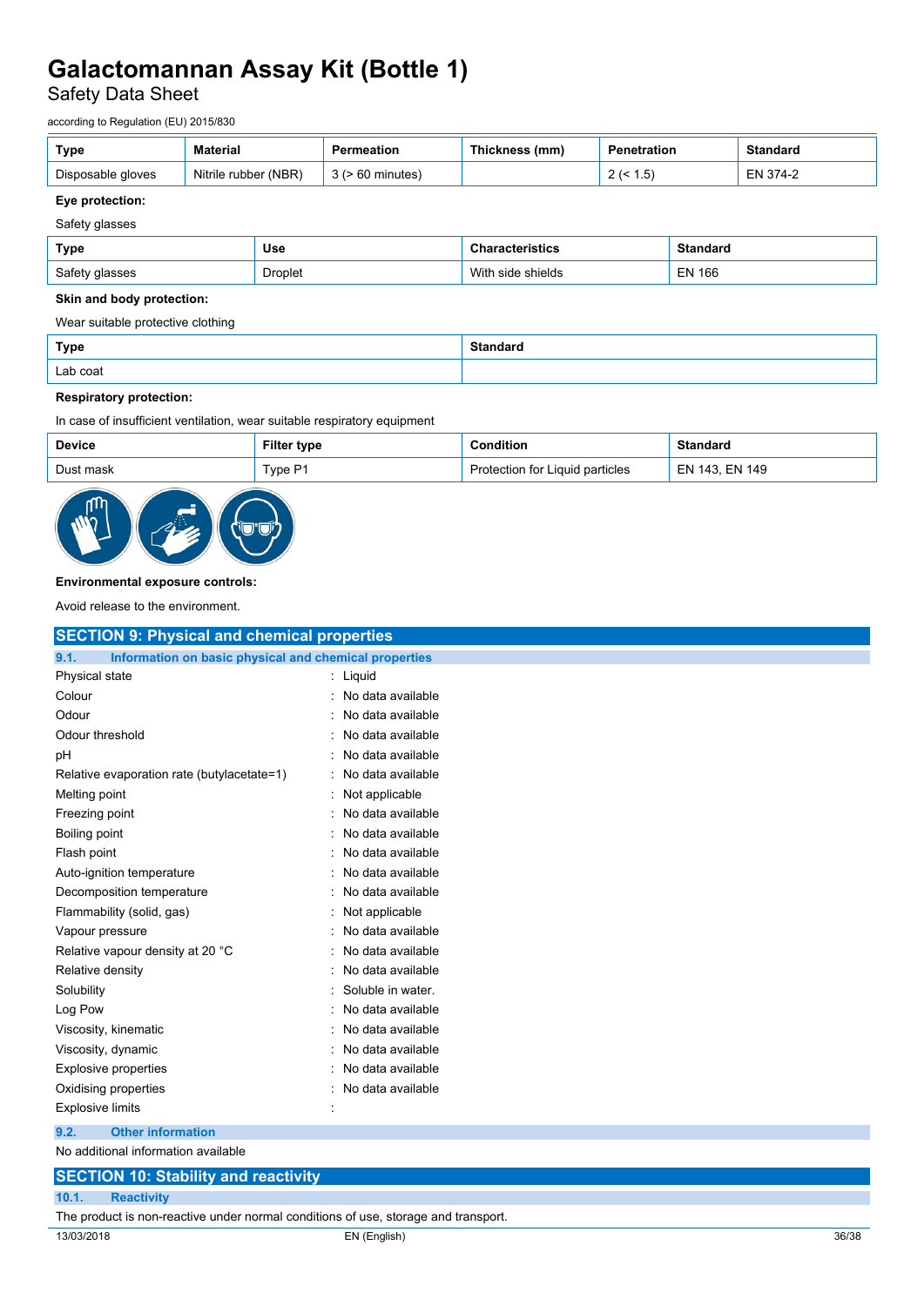| Type | Material | Permeation | Thickness (mm) | Penetration | Standard |
|---|---|---|---|---|---|
| Disposable gloves | Nitrile rubber (NBR) | 3 (> 60 minutes) | | 2 (< 1.5) | EN 374-2 |

**Eye protection:**

Safety glasses

| Type | Use | Characteristics | Standard |
|---|---|---|---|
| Safety glasses | Droplet | With side shields | EN 166 |

**Skin and body protection:**

Wear suitable protective clothing

| Type | Standard |
|---|---|
| Lab coat | |

**Respiratory protection:**

In case of insufficient ventilation, wear suitable respiratory equipment

| Device | Filter type | Condition | Standard |
|---|---|---|---|
| Dust mask | Type P1 | Protection for Liquid particles | EN 143, EN 149 |

**Environmental exposure controls:**

Avoid release to the environment.

## SECTION 9: Physical and chemical properties

### 9.1. Information on basic physical and chemical properties

| | |
|---|---|
| Physical state | : Liquid |
| Colour | : No data available |
| Odour | : No data available |
| Odour threshold | : No data available |
| pH | : No data available |
| Relative evaporation rate (butylacetate=1) | : No data available |
| Melting point | : Not applicable |
| Freezing point | : No data available |
| Boiling point | : No data available |
| Flash point | : No data available |
| Auto-ignition temperature | : No data available |
| Decomposition temperature | : No data available |
| Flammability (solid, gas) | : Not applicable |
| Vapour pressure | : No data available |
| Relative vapour density at 20 °C | : No data available |
| Relative density | : No data available |
| Solubility | : Soluble in water. |
| Log Pow | : No data available |
| Viscosity, kinematic | : No data available |
| Viscosity, dynamic | : No data available |
| Explosive properties | : No data available |
| Oxidising properties | : No data available |
| Explosive limits | : |

### 9.2. Other information

No additional information available

## SECTION 10: Stability and reactivity

### 10.1. Reactivity

The product is non-reactive under normal conditions of use, storage and transport.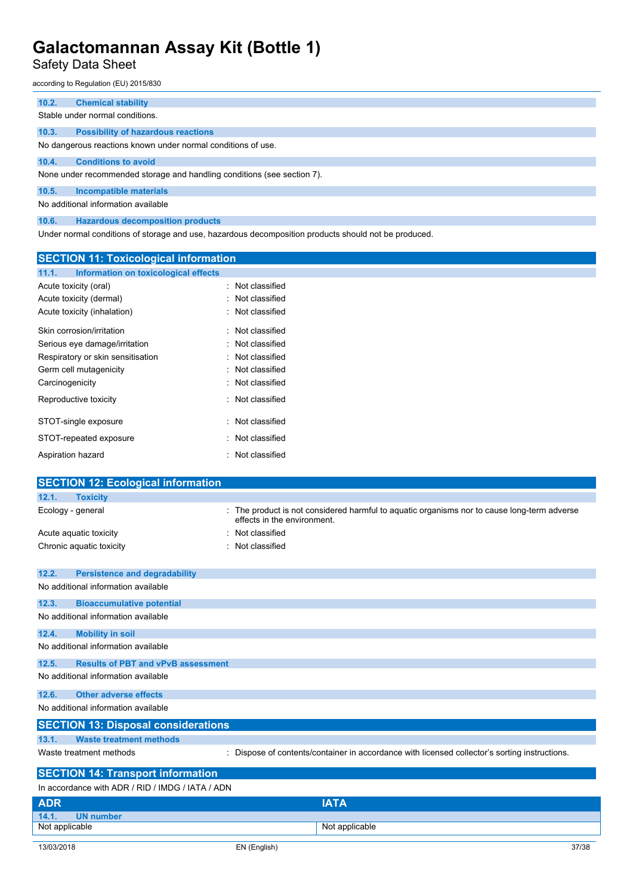### 10.2. Chemical stability

Stable under normal conditions.

### 10.3. Possibility of hazardous reactions

No dangerous reactions known under normal conditions of use.

### 10.4. Conditions to avoid

None under recommended storage and handling conditions (see section 7).

### 10.5. Incompatible materials

No additional information available

### 10.6. Hazardous decomposition products

Under normal conditions of storage and use, hazardous decomposition products should not be produced.

## SECTION 11: Toxicological information

### 11.1. Information on toxicological effects

| | |
|---|---|
| Acute toxicity (oral) | : Not classified |
| Acute toxicity (dermal) | : Not classified |
| Acute toxicity (inhalation) | : Not classified |
| Skin corrosion/irritation | : Not classified |
| Serious eye damage/irritation | : Not classified |
| Respiratory or skin sensitisation | : Not classified |
| Germ cell mutagenicity | : Not classified |
| Carcinogenicity | : Not classified |
| Reproductive toxicity | : Not classified |
| STOT-single exposure | : Not classified |
| STOT-repeated exposure | : Not classified |
| Aspiration hazard | : Not classified |

## SECTION 12: Ecological information

### 12.1. Toxicity

| | |
|---|---|
| Ecology - general | : The product is not considered harmful to aquatic organisms nor to cause long-term adverse effects in the environment. |
| Acute aquatic toxicity | : Not classified |
| Chronic aquatic toxicity | : Not classified |

### 12.2. Persistence and degradability

No additional information available

### 12.3. Bioaccumulative potential

No additional information available

### 12.4. Mobility in soil

No additional information available

### 12.5. Results of PBT and vPvB assessment

No additional information available

### 12.6. Other adverse effects

No additional information available

## SECTION 13: Disposal considerations

### 13.1. Waste treatment methods

| | |
|---|---|
| Waste treatment methods | : Dispose of contents/container in accordance with licensed collector's sorting instructions. |

## SECTION 14: Transport information

In accordance with ADR / RID / IMDG / IATA / ADN

| ADR | IATA |
|---|---|
| **14.1. UN number** | |
| Not applicable | Not applicable |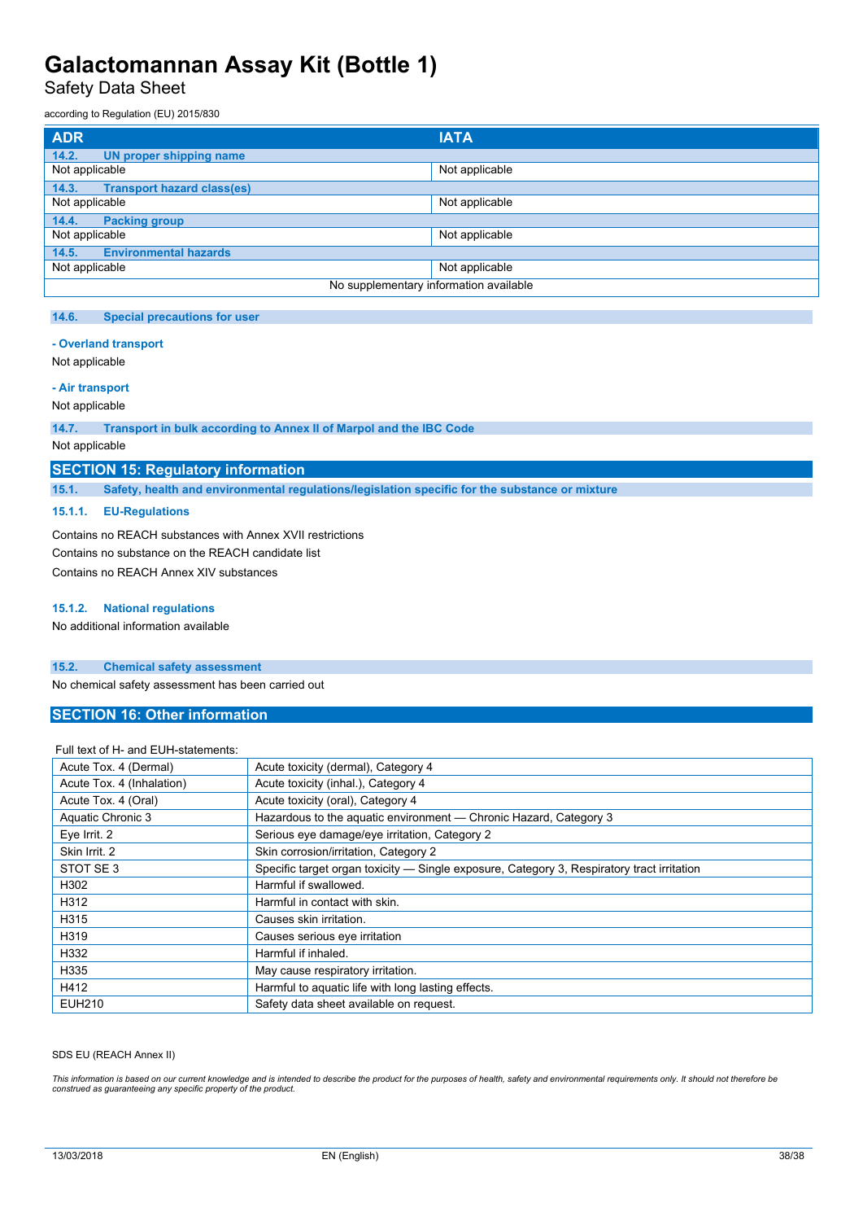| ADR | IATA |
|---|---|
| **14.2. UN proper shipping name** | |
| Not applicable | Not applicable |
| **14.3. Transport hazard class(es)** | |
| Not applicable | Not applicable |
| **14.4. Packing group** | |
| Not applicable | Not applicable |
| **14.5. Environmental hazards** | |
| Not applicable | Not applicable |
| No supplementary information available | |

### 14.6. Special precautions for user

**- Overland transport**

Not applicable

**- Air transport**

Not applicable

### 14.7. Transport in bulk according to Annex II of Marpol and the IBC Code

Not applicable

## SECTION 15: Regulatory information

### 15.1. Safety, health and environmental regulations/legislation specific for the substance or mixture

#### 15.1.1. EU-Regulations

Contains no REACH substances with Annex XVII restrictions

Contains no substance on the REACH candidate list

Contains no REACH Annex XIV substances

#### 15.1.2. National regulations

No additional information available

### 15.2. Chemical safety assessment

No chemical safety assessment has been carried out

## SECTION 16: Other information

Full text of H- and EUH-statements:

| | |
|---|---|
| Acute Tox. 4 (Dermal) | Acute toxicity (dermal), Category 4 |
| Acute Tox. 4 (Inhalation) | Acute toxicity (inhal.), Category 4 |
| Acute Tox. 4 (Oral) | Acute toxicity (oral), Category 4 |
| Aquatic Chronic 3 | Hazardous to the aquatic environment — Chronic Hazard, Category 3 |
| Eye Irrit. 2 | Serious eye damage/eye irritation, Category 2 |
| Skin Irrit. 2 | Skin corrosion/irritation, Category 2 |
| STOT SE 3 | Specific target organ toxicity — Single exposure, Category 3, Respiratory tract irritation |
| H302 | Harmful if swallowed. |
| H312 | Harmful in contact with skin. |
| H315 | Causes skin irritation. |
| H319 | Causes serious eye irritation |
| H332 | Harmful if inhaled. |
| H335 | May cause respiratory irritation. |
| H412 | Harmful to aquatic life with long lasting effects. |
| EUH210 | Safety data sheet available on request. |

SDS EU (REACH Annex II)

*This information is based on our current knowledge and is intended to describe the product for the purposes of health, safety and environmental requirements only. It should not therefore be construed as guaranteeing any specific property of the product.*